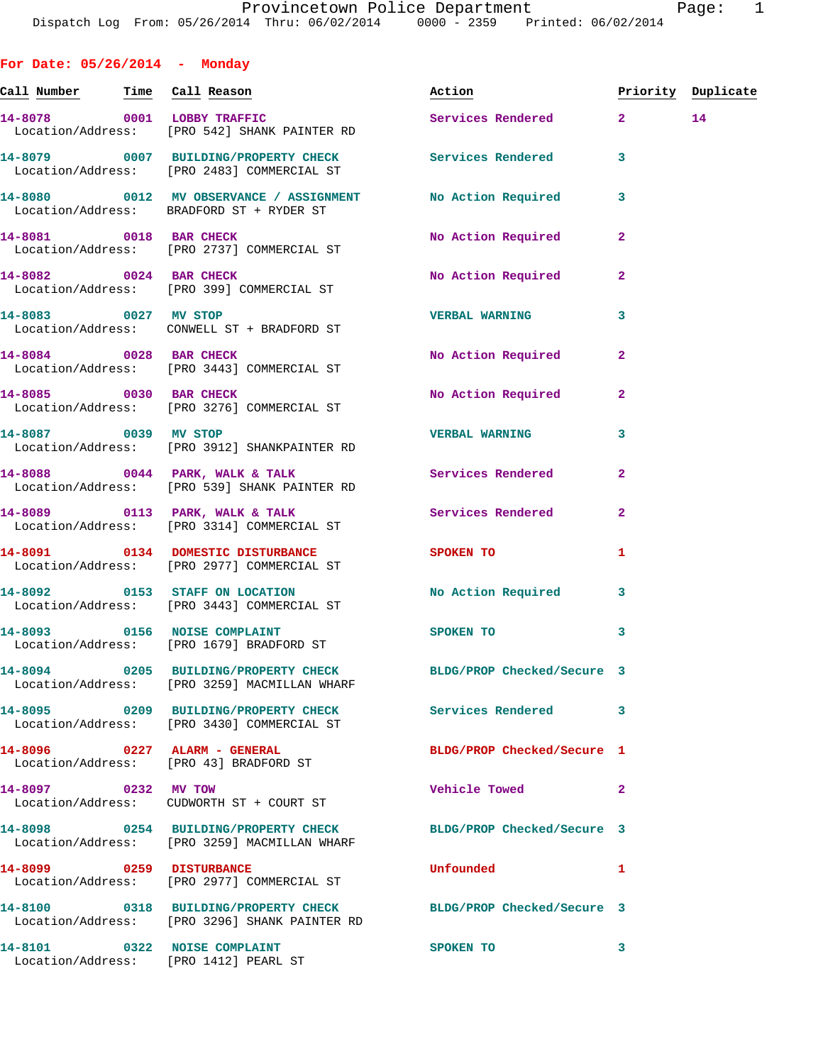Provincetown Police Department
Dispatch Log From: 05/26/2014 Thru: 06/02/2014 0000 - 2359 Printed: 06/02/2014

## For Date: 05/26/2014 - Monday

| Call Number | Time | Call Reason | Action | Priority | Duplicate |
|---|---|---|---|---|---|
| 14-8078 | 0001 | LOBBY TRAFFIC | Services Rendered | 2 | 14 |
| Location/Address: | | [PRO 542] SHANK PAINTER RD | | | |
| 14-8079 | 0007 | BUILDING/PROPERTY CHECK | Services Rendered | 3 | |
| Location/Address: | | [PRO 2483] COMMERCIAL ST | | | |
| 14-8080 | 0012 | MV OBSERVANCE / ASSIGNMENT | No Action Required | 3 | |
| Location/Address: | | BRADFORD ST + RYDER ST | | | |
| 14-8081 | 0018 | BAR CHECK | No Action Required | 2 | |
| Location/Address: | | [PRO 2737] COMMERCIAL ST | | | |
| 14-8082 | 0024 | BAR CHECK | No Action Required | 2 | |
| Location/Address: | | [PRO 399] COMMERCIAL ST | | | |
| 14-8083 | 0027 | MV STOP | VERBAL WARNING | 3 | |
| Location/Address: | | CONWELL ST + BRADFORD ST | | | |
| 14-8084 | 0028 | BAR CHECK | No Action Required | 2 | |
| Location/Address: | | [PRO 3443] COMMERCIAL ST | | | |
| 14-8085 | 0030 | BAR CHECK | No Action Required | 2 | |
| Location/Address: | | [PRO 3276] COMMERCIAL ST | | | |
| 14-8087 | 0039 | MV STOP | VERBAL WARNING | 3 | |
| Location/Address: | | [PRO 3912] SHANKPAINTER RD | | | |
| 14-8088 | 0044 | PARK, WALK & TALK | Services Rendered | 2 | |
| Location/Address: | | [PRO 539] SHANK PAINTER RD | | | |
| 14-8089 | 0113 | PARK, WALK & TALK | Services Rendered | 2 | |
| Location/Address: | | [PRO 3314] COMMERCIAL ST | | | |
| 14-8091 | 0134 | DOMESTIC DISTURBANCE | SPOKEN TO | 1 | |
| Location/Address: | | [PRO 2977] COMMERCIAL ST | | | |
| 14-8092 | 0153 | STAFF ON LOCATION | No Action Required | 3 | |
| Location/Address: | | [PRO 3443] COMMERCIAL ST | | | |
| 14-8093 | 0156 | NOISE COMPLAINT | SPOKEN TO | 3 | |
| Location/Address: | | [PRO 1679] BRADFORD ST | | | |
| 14-8094 | 0205 | BUILDING/PROPERTY CHECK | BLDG/PROP Checked/Secure | 3 | |
| Location/Address: | | [PRO 3259] MACMILLAN WHARF | | | |
| 14-8095 | 0209 | BUILDING/PROPERTY CHECK | Services Rendered | 3 | |
| Location/Address: | | [PRO 3430] COMMERCIAL ST | | | |
| 14-8096 | 0227 | ALARM - GENERAL | BLDG/PROP Checked/Secure | 1 | |
| Location/Address: | | [PRO 43] BRADFORD ST | | | |
| 14-8097 | 0232 | MV TOW | Vehicle Towed | 2 | |
| Location/Address: | | CUDWORTH ST + COURT ST | | | |
| 14-8098 | 0254 | BUILDING/PROPERTY CHECK | BLDG/PROP Checked/Secure | 3 | |
| Location/Address: | | [PRO 3259] MACMILLAN WHARF | | | |
| 14-8099 | 0259 | DISTURBANCE | Unfounded | 1 | |
| Location/Address: | | [PRO 2977] COMMERCIAL ST | | | |
| 14-8100 | 0318 | BUILDING/PROPERTY CHECK | BLDG/PROP Checked/Secure | 3 | |
| Location/Address: | | [PRO 3296] SHANK PAINTER RD | | | |
| 14-8101 | 0322 | NOISE COMPLAINT | SPOKEN TO | 3 | |
| Location/Address: | | [PRO 1412] PEARL ST | | | |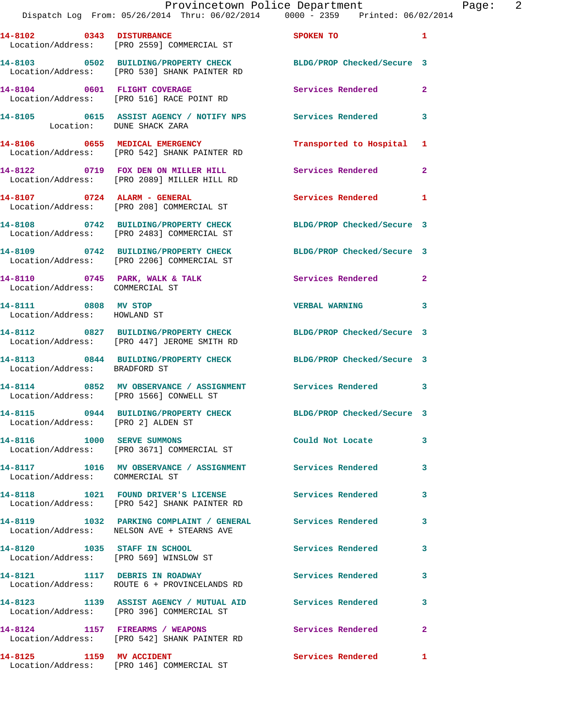| Call Number | Time | Call Reason | Action | Priority |
|---|---|---|---|---|
| 14-8102 | 0343 | DISTURBANCE | SPOKEN TO | 1 |
| Location/Address: | | [PRO 2559] COMMERCIAL ST | | |
| 14-8103 | 0502 | BUILDING/PROPERTY CHECK | BLDG/PROP Checked/Secure | 3 |
| Location/Address: | | [PRO 530] SHANK PAINTER RD | | |
| 14-8104 | 0601 | FLIGHT COVERAGE | Services Rendered | 2 |
| Location/Address: | | [PRO 516] RACE POINT RD | | |
| 14-8105 | 0615 | ASSIST AGENCY / NOTIFY NPS | Services Rendered | 3 |
| Location: | | DUNE SHACK ZARA | | |
| 14-8106 | 0655 | MEDICAL EMERGENCY | Transported to Hospital | 1 |
| Location/Address: | | [PRO 542] SHANK PAINTER RD | | |
| 14-8122 | 0719 | FOX DEN ON MILLER HILL | Services Rendered | 2 |
| Location/Address: | | [PRO 2089] MILLER HILL RD | | |
| 14-8107 | 0724 | ALARM - GENERAL | Services Rendered | 1 |
| Location/Address: | | [PRO 208] COMMERCIAL ST | | |
| 14-8108 | 0742 | BUILDING/PROPERTY CHECK | BLDG/PROP Checked/Secure | 3 |
| Location/Address: | | [PRO 2483] COMMERCIAL ST | | |
| 14-8109 | 0742 | BUILDING/PROPERTY CHECK | BLDG/PROP Checked/Secure | 3 |
| Location/Address: | | [PRO 2206] COMMERCIAL ST | | |
| 14-8110 | 0745 | PARK, WALK & TALK | Services Rendered | 2 |
| Location/Address: | | COMMERCIAL ST | | |
| 14-8111 | 0808 | MV STOP | VERBAL WARNING | 3 |
| Location/Address: | | HOWLAND ST | | |
| 14-8112 | 0827 | BUILDING/PROPERTY CHECK | BLDG/PROP Checked/Secure | 3 |
| Location/Address: | | [PRO 447] JEROME SMITH RD | | |
| 14-8113 | 0844 | BUILDING/PROPERTY CHECK | BLDG/PROP Checked/Secure | 3 |
| Location/Address: | | BRADFORD ST | | |
| 14-8114 | 0852 | MV OBSERVANCE / ASSIGNMENT | Services Rendered | 3 |
| Location/Address: | | [PRO 1566] CONWELL ST | | |
| 14-8115 | 0944 | BUILDING/PROPERTY CHECK | BLDG/PROP Checked/Secure | 3 |
| Location/Address: | | [PRO 2] ALDEN ST | | |
| 14-8116 | 1000 | SERVE SUMMONS | Could Not Locate | 3 |
| Location/Address: | | [PRO 3671] COMMERCIAL ST | | |
| 14-8117 | 1016 | MV OBSERVANCE / ASSIGNMENT | Services Rendered | 3 |
| Location/Address: | | COMMERCIAL ST | | |
| 14-8118 | 1021 | FOUND DRIVER'S LICENSE | Services Rendered | 3 |
| Location/Address: | | [PRO 542] SHANK PAINTER RD | | |
| 14-8119 | 1032 | PARKING COMPLAINT / GENERAL | Services Rendered | 3 |
| Location/Address: | | NELSON AVE + STEARNS AVE | | |
| 14-8120 | 1035 | STAFF IN SCHOOL | Services Rendered | 3 |
| Location/Address: | | [PRO 569] WINSLOW ST | | |
| 14-8121 | 1117 | DEBRIS IN ROADWAY | Services Rendered | 3 |
| Location/Address: | | ROUTE 6 + PROVINCELANDS RD | | |
| 14-8123 | 1139 | ASSIST AGENCY / MUTUAL AID | Services Rendered | 3 |
| Location/Address: | | [PRO 396] COMMERCIAL ST | | |
| 14-8124 | 1157 | FIREARMS / WEAPONS | Services Rendered | 2 |
| Location/Address: | | [PRO 542] SHANK PAINTER RD | | |
| 14-8125 | 1159 | MV ACCIDENT | Services Rendered | 1 |
| Location/Address: | | [PRO 146] COMMERCIAL ST | | |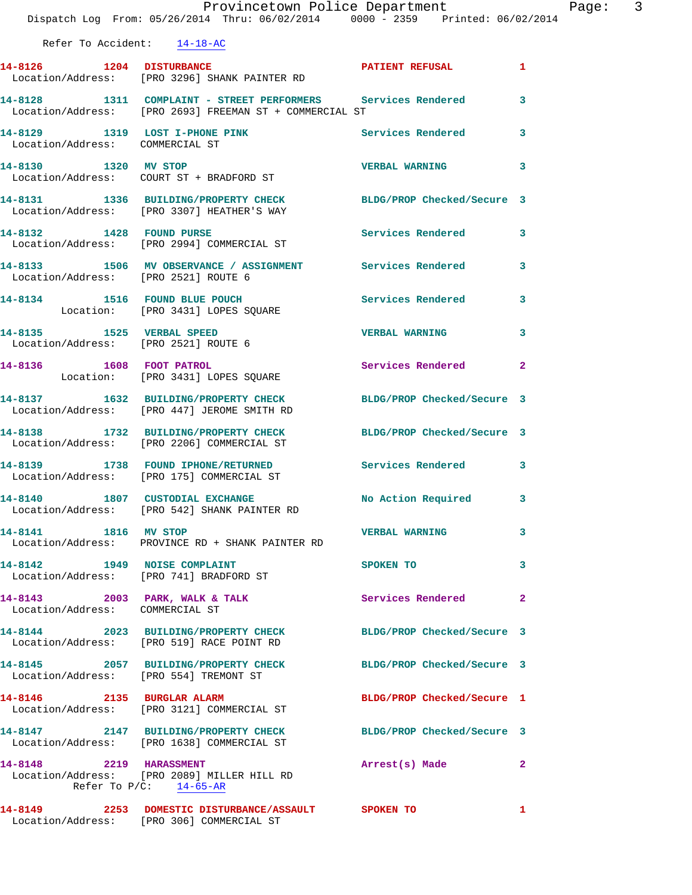Refer To Accident: 14-18-AC

**14-8126** 1204 **DISTURBANCE** — PATIENT REFUSAL — 1
Location/Address: [PRO 3296] SHANK PAINTER RD

**14-8128** 1311 **COMPLAINT - STREET PERFORMERS** — Services Rendered — 3
Location/Address: [PRO 2693] FREEMAN ST + COMMERCIAL ST

**14-8129** 1319 **LOST I-PHONE PINK** — Services Rendered — 3
Location/Address: COMMERCIAL ST

**14-8130** 1320 **MV STOP** — VERBAL WARNING — 3
Location/Address: COURT ST + BRADFORD ST

**14-8131** 1336 **BUILDING/PROPERTY CHECK** — BLDG/PROP Checked/Secure — 3
Location/Address: [PRO 3307] HEATHER'S WAY

**14-8132** 1428 **FOUND PURSE** — Services Rendered — 3
Location/Address: [PRO 2994] COMMERCIAL ST

**14-8133** 1506 **MV OBSERVANCE / ASSIGNMENT** — Services Rendered — 3
Location/Address: [PRO 2521] ROUTE 6

**14-8134** 1516 **FOUND BLUE POUCH** — Services Rendered — 3
Location: [PRO 3431] LOPES SQUARE

**14-8135** 1525 **VERBAL SPEED** — VERBAL WARNING — 3
Location/Address: [PRO 2521] ROUTE 6

**14-8136** 1608 **FOOT PATROL** — Services Rendered — 2
Location: [PRO 3431] LOPES SQUARE

**14-8137** 1632 **BUILDING/PROPERTY CHECK** — BLDG/PROP Checked/Secure — 3
Location/Address: [PRO 447] JEROME SMITH RD

**14-8138** 1732 **BUILDING/PROPERTY CHECK** — BLDG/PROP Checked/Secure — 3
Location/Address: [PRO 2206] COMMERCIAL ST

**14-8139** 1738 **FOUND IPHONE/RETURNED** — Services Rendered — 3
Location/Address: [PRO 175] COMMERCIAL ST

**14-8140** 1807 **CUSTODIAL EXCHANGE** — No Action Required — 3
Location/Address: [PRO 542] SHANK PAINTER RD

**14-8141** 1816 **MV STOP** — VERBAL WARNING — 3
Location/Address: PROVINCE RD + SHANK PAINTER RD

**14-8142** 1949 **NOISE COMPLAINT** — SPOKEN TO — 3
Location/Address: [PRO 741] BRADFORD ST

**14-8143** 2003 **PARK, WALK & TALK** — Services Rendered — 2
Location/Address: COMMERCIAL ST

**14-8144** 2023 **BUILDING/PROPERTY CHECK** — BLDG/PROP Checked/Secure — 3
Location/Address: [PRO 519] RACE POINT RD

**14-8145** 2057 **BUILDING/PROPERTY CHECK** — BLDG/PROP Checked/Secure — 3
Location/Address: [PRO 554] TREMONT ST

**14-8146** 2135 **BURGLAR ALARM** — BLDG/PROP Checked/Secure — 1
Location/Address: [PRO 3121] COMMERCIAL ST

**14-8147** 2147 **BUILDING/PROPERTY CHECK** — BLDG/PROP Checked/Secure — 3
Location/Address: [PRO 1638] COMMERCIAL ST

**14-8148** 2219 **HARASSMENT** — Arrest(s) Made — 2
Location/Address: [PRO 2089] MILLER HILL RD
Refer To P/C: 14-65-AR

**14-8149** 2253 **DOMESTIC DISTURBANCE/ASSAULT** — SPOKEN TO — 1
Location/Address: [PRO 306] COMMERCIAL ST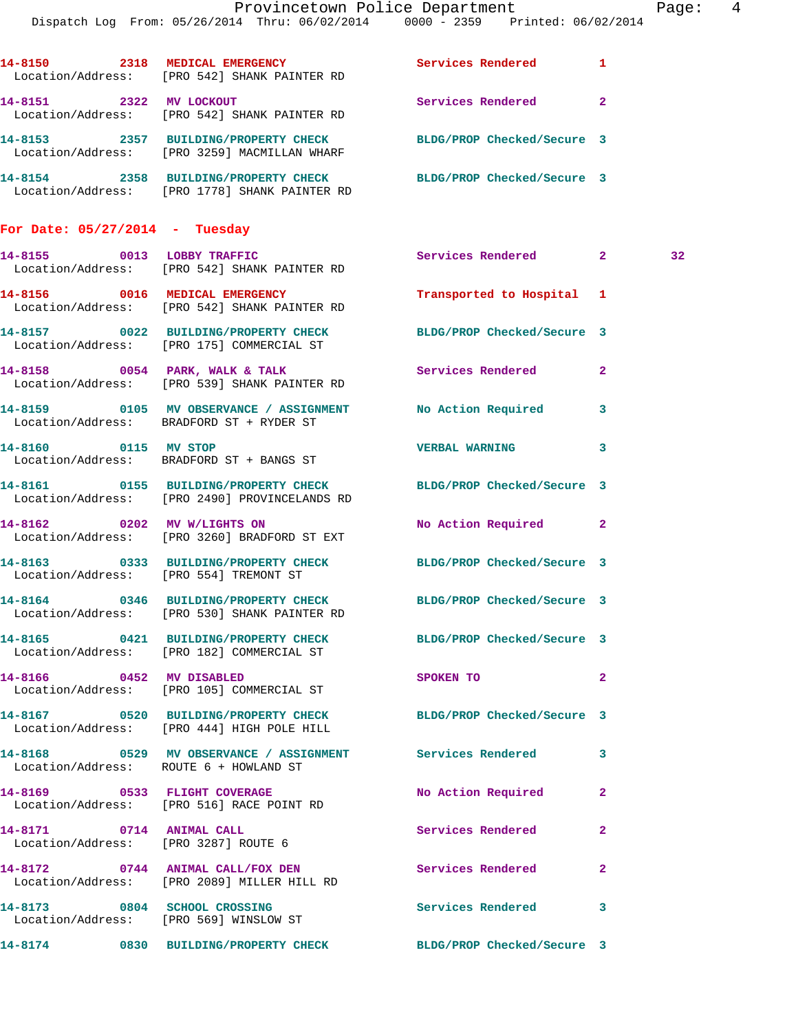```
14-8150        2318  MEDICAL EMERGENCY            Services Rendered        1
   Location/Address:    [PRO 542] SHANK PAINTER RD
14-8151        2322  MV LOCKOUT                   Services Rendered        2
   Location/Address:    [PRO 542] SHANK PAINTER RD
14-8153        2357  BUILDING/PROPERTY CHECK      BLDG/PROP Checked/Secure 3
   Location/Address:    [PRO 3259] MACMILLAN WHARF
14-8154        2358  BUILDING/PROPERTY CHECK      BLDG/PROP Checked/Secure 3
   Location/Address:    [PRO 1778] SHANK PAINTER RD
```

## For Date: 05/27/2014 - Tuesday

```
14-8155        0013  LOBBY TRAFFIC                Services Rendered        2         32
   Location/Address:    [PRO 542] SHANK PAINTER RD
14-8156        0016  MEDICAL EMERGENCY            Transported to Hospital  1
   Location/Address:    [PRO 542] SHANK PAINTER RD
14-8157        0022  BUILDING/PROPERTY CHECK      BLDG/PROP Checked/Secure 3
   Location/Address:    [PRO 175] COMMERCIAL ST
14-8158        0054  PARK, WALK & TALK            Services Rendered        2
   Location/Address:    [PRO 539] SHANK PAINTER RD
14-8159        0105  MV OBSERVANCE / ASSIGNMENT   No Action Required       3
   Location/Address:    BRADFORD ST + RYDER ST
14-8160        0115  MV STOP                      VERBAL WARNING           3
   Location/Address:    BRADFORD ST + BANGS ST
14-8161        0155  BUILDING/PROPERTY CHECK      BLDG/PROP Checked/Secure 3
   Location/Address:    [PRO 2490] PROVINCELANDS RD
14-8162        0202  MV W/LIGHTS ON               No Action Required       2
   Location/Address:    [PRO 3260] BRADFORD ST EXT
14-8163        0333  BUILDING/PROPERTY CHECK      BLDG/PROP Checked/Secure 3
   Location/Address:    [PRO 554] TREMONT ST
14-8164        0346  BUILDING/PROPERTY CHECK      BLDG/PROP Checked/Secure 3
   Location/Address:    [PRO 530] SHANK PAINTER RD
14-8165        0421  BUILDING/PROPERTY CHECK      BLDG/PROP Checked/Secure 3
   Location/Address:    [PRO 182] COMMERCIAL ST
14-8166        0452  MV DISABLED                  SPOKEN TO                2
   Location/Address:    [PRO 105] COMMERCIAL ST
14-8167        0520  BUILDING/PROPERTY CHECK      BLDG/PROP Checked/Secure 3
   Location/Address:    [PRO 444] HIGH POLE HILL
14-8168        0529  MV OBSERVANCE / ASSIGNMENT   Services Rendered        3
   Location/Address:    ROUTE 6 + HOWLAND ST
14-8169        0533  FLIGHT COVERAGE              No Action Required       2
   Location/Address:    [PRO 516] RACE POINT RD
14-8171        0714  ANIMAL CALL                  Services Rendered        2
   Location/Address:    [PRO 3287] ROUTE 6
14-8172        0744  ANIMAL CALL/FOX DEN          Services Rendered        2
   Location/Address:    [PRO 2089] MILLER HILL RD
14-8173        0804  SCHOOL CROSSING              Services Rendered        3
   Location/Address:    [PRO 569] WINSLOW ST
14-8174        0830  BUILDING/PROPERTY CHECK      BLDG/PROP Checked/Secure 3
```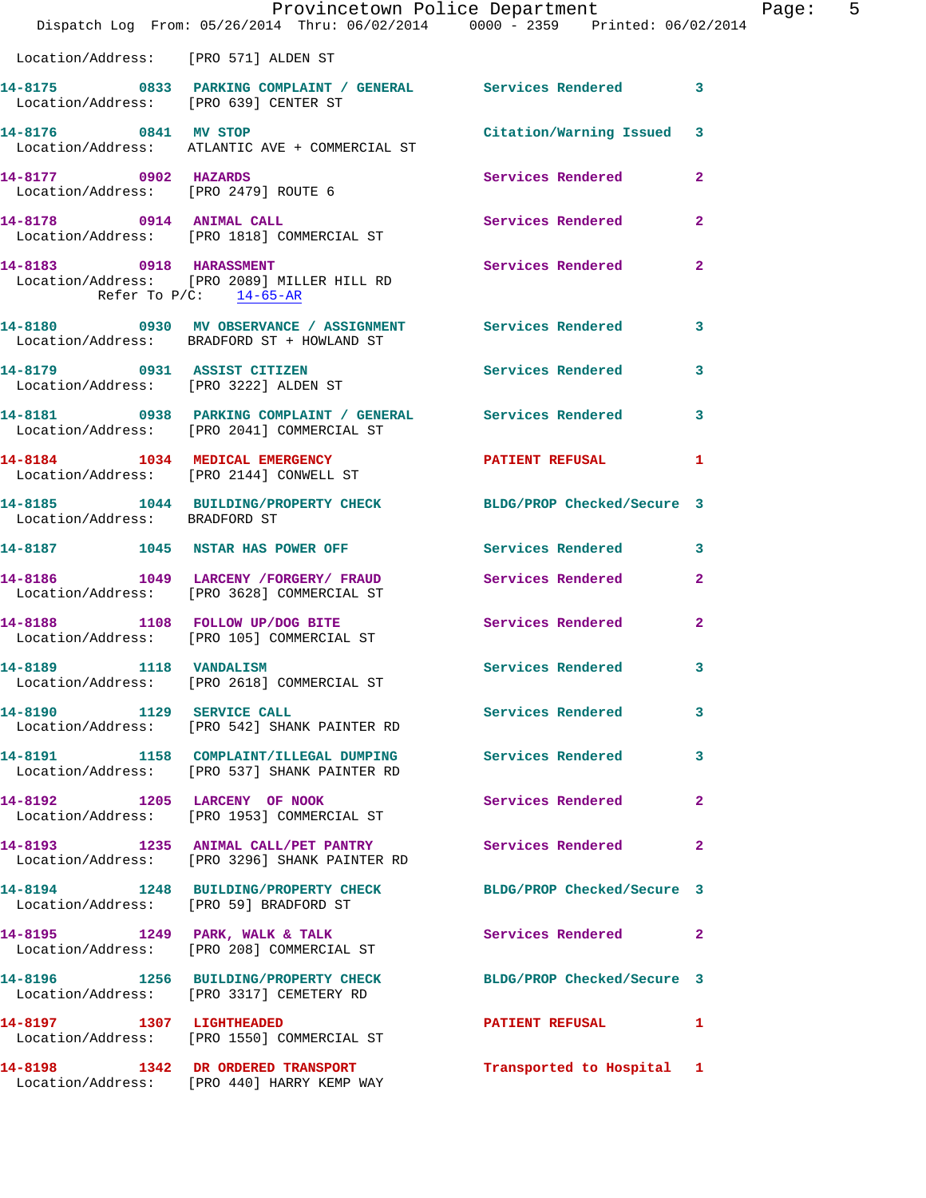Location/Address: [PRO 571] ALDEN ST

**14-8175** 0833 **PARKING COMPLAINT / GENERAL** Services Rendered 3
Location/Address: [PRO 639] CENTER ST

**14-8176** 0841 **MV STOP** Citation/Warning Issued 3
Location/Address: ATLANTIC AVE + COMMERCIAL ST

**14-8177** 0902 **HAZARDS** Services Rendered 2
Location/Address: [PRO 2479] ROUTE 6

**14-8178** 0914 **ANIMAL CALL** Services Rendered 2
Location/Address: [PRO 1818] COMMERCIAL ST

**14-8183** 0918 **HARASSMENT** Services Rendered 2
Location/Address: [PRO 2089] MILLER HILL RD
Refer To P/C: 14-65-AR

**14-8180** 0930 **MV OBSERVANCE / ASSIGNMENT** Services Rendered 3
Location/Address: BRADFORD ST + HOWLAND ST

**14-8179** 0931 **ASSIST CITIZEN** Services Rendered 3
Location/Address: [PRO 3222] ALDEN ST

**14-8181** 0938 **PARKING COMPLAINT / GENERAL** Services Rendered 3
Location/Address: [PRO 2041] COMMERCIAL ST

**14-8184** 1034 **MEDICAL EMERGENCY** PATIENT REFUSAL 1
Location/Address: [PRO 2144] CONWELL ST

**14-8185** 1044 **BUILDING/PROPERTY CHECK** BLDG/PROP Checked/Secure 3
Location/Address: BRADFORD ST

**14-8187** 1045 **NSTAR HAS POWER OFF** Services Rendered 3

**14-8186** 1049 **LARCENY /FORGERY/ FRAUD** Services Rendered 2
Location/Address: [PRO 3628] COMMERCIAL ST

**14-8188** 1108 **FOLLOW UP/DOG BITE** Services Rendered 2
Location/Address: [PRO 105] COMMERCIAL ST

**14-8189** 1118 **VANDALISM** Services Rendered 3
Location/Address: [PRO 2618] COMMERCIAL ST

**14-8190** 1129 **SERVICE CALL** Services Rendered 3
Location/Address: [PRO 542] SHANK PAINTER RD

**14-8191** 1158 **COMPLAINT/ILLEGAL DUMPING** Services Rendered 3
Location/Address: [PRO 537] SHANK PAINTER RD

**14-8192** 1205 **LARCENY OF NOOK** Services Rendered 2
Location/Address: [PRO 1953] COMMERCIAL ST

**14-8193** 1235 **ANIMAL CALL/PET PANTRY** Services Rendered 2
Location/Address: [PRO 3296] SHANK PAINTER RD

**14-8194** 1248 **BUILDING/PROPERTY CHECK** BLDG/PROP Checked/Secure 3
Location/Address: [PRO 59] BRADFORD ST

**14-8195** 1249 **PARK, WALK & TALK** Services Rendered 2
Location/Address: [PRO 208] COMMERCIAL ST

**14-8196** 1256 **BUILDING/PROPERTY CHECK** BLDG/PROP Checked/Secure 3
Location/Address: [PRO 3317] CEMETERY RD

**14-8197** 1307 **LIGHTHEADED** PATIENT REFUSAL 1
Location/Address: [PRO 1550] COMMERCIAL ST

**14-8198** 1342 **DR ORDERED TRANSPORT** Transported to Hospital 1
Location/Address: [PRO 440] HARRY KEMP WAY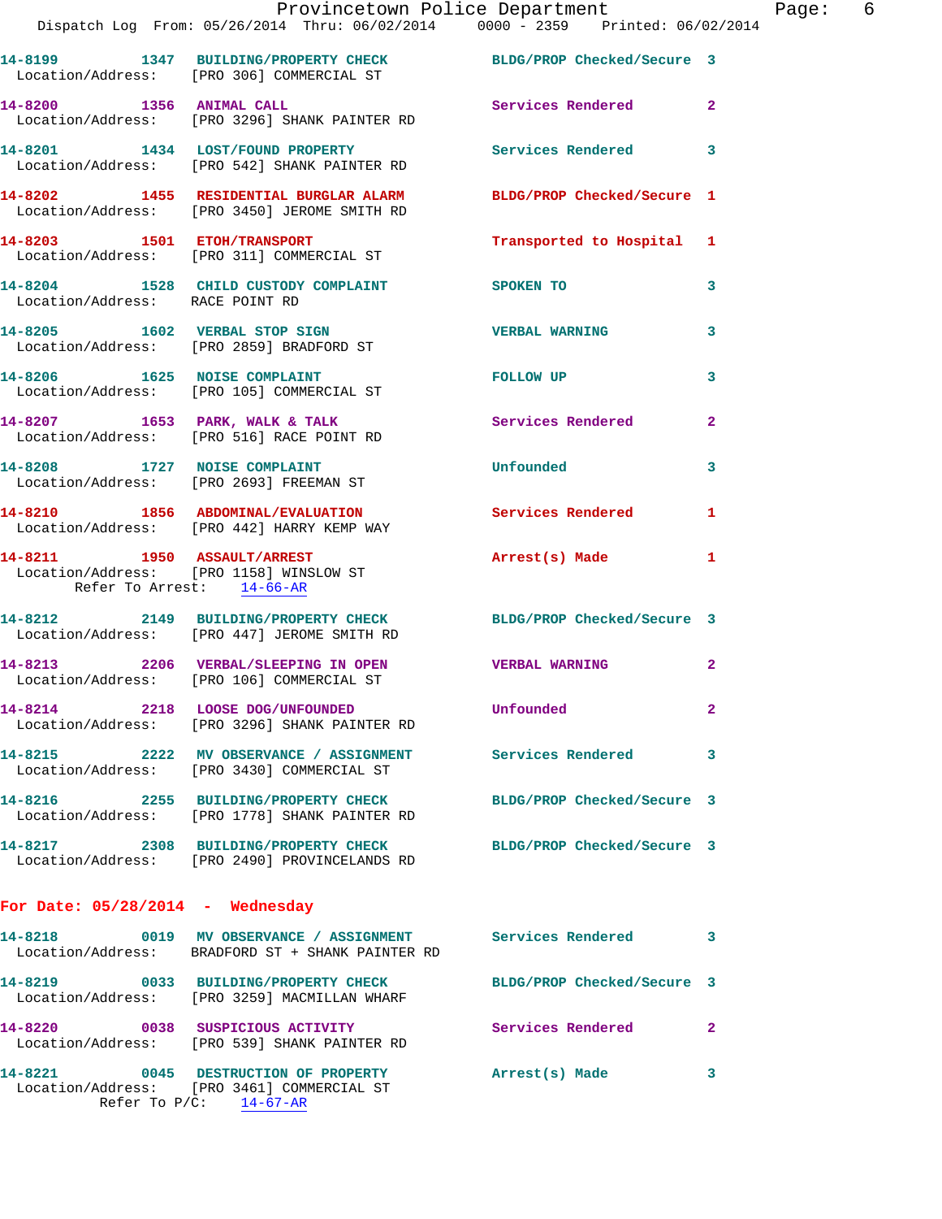14-8199 1347 BUILDING/PROPERTY CHECK BLDG/PROP Checked/Secure 3
Location/Address: [PRO 306] COMMERCIAL ST

14-8200 1356 ANIMAL CALL Services Rendered 2
Location/Address: [PRO 3296] SHANK PAINTER RD

14-8201 1434 LOST/FOUND PROPERTY Services Rendered 3
Location/Address: [PRO 542] SHANK PAINTER RD

14-8202 1455 RESIDENTIAL BURGLAR ALARM BLDG/PROP Checked/Secure 1
Location/Address: [PRO 3450] JEROME SMITH RD

14-8203 1501 ETOH/TRANSPORT Transported to Hospital 1
Location/Address: [PRO 311] COMMERCIAL ST

14-8204 1528 CHILD CUSTODY COMPLAINT SPOKEN TO 3
Location/Address: RACE POINT RD

14-8205 1602 VERBAL STOP SIGN VERBAL WARNING 3
Location/Address: [PRO 2859] BRADFORD ST

14-8206 1625 NOISE COMPLAINT FOLLOW UP 3
Location/Address: [PRO 105] COMMERCIAL ST

14-8207 1653 PARK, WALK & TALK Services Rendered 2
Location/Address: [PRO 516] RACE POINT RD

14-8208 1727 NOISE COMPLAINT Unfounded 3
Location/Address: [PRO 2693] FREEMAN ST

14-8210 1856 ABDOMINAL/EVALUATION Services Rendered 1
Location/Address: [PRO 442] HARRY KEMP WAY

14-8211 1950 ASSAULT/ARREST Arrest(s) Made 1
Location/Address: [PRO 1158] WINSLOW ST
Refer To Arrest: 14-66-AR

14-8212 2149 BUILDING/PROPERTY CHECK BLDG/PROP Checked/Secure 3
Location/Address: [PRO 447] JEROME SMITH RD

14-8213 2206 VERBAL/SLEEPING IN OPEN VERBAL WARNING 2
Location/Address: [PRO 106] COMMERCIAL ST

14-8214 2218 LOOSE DOG/UNFOUNDED Unfounded 2
Location/Address: [PRO 3296] SHANK PAINTER RD

14-8215 2222 MV OBSERVANCE / ASSIGNMENT Services Rendered 3
Location/Address: [PRO 3430] COMMERCIAL ST

14-8216 2255 BUILDING/PROPERTY CHECK BLDG/PROP Checked/Secure 3
Location/Address: [PRO 1778] SHANK PAINTER RD

14-8217 2308 BUILDING/PROPERTY CHECK BLDG/PROP Checked/Secure 3
Location/Address: [PRO 2490] PROVINCELANDS RD

## For Date: 05/28/2014 - Wednesday

14-8218 0019 MV OBSERVANCE / ASSIGNMENT Services Rendered 3
Location/Address: BRADFORD ST + SHANK PAINTER RD

14-8219 0033 BUILDING/PROPERTY CHECK BLDG/PROP Checked/Secure 3
Location/Address: [PRO 3259] MACMILLAN WHARF

14-8220 0038 SUSPICIOUS ACTIVITY Services Rendered 2
Location/Address: [PRO 539] SHANK PAINTER RD

14-8221 0045 DESTRUCTION OF PROPERTY Arrest(s) Made 3
Location/Address: [PRO 3461] COMMERCIAL ST
Refer To P/C: 14-67-AR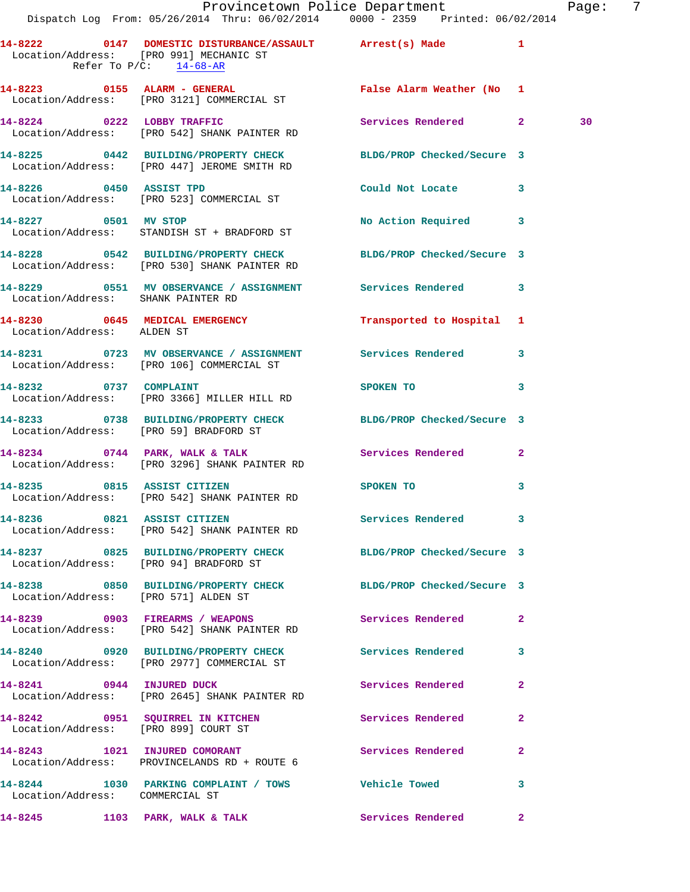**14-8222** 0147 **DOMESTIC DISTURBANCE/ASSAULT** Arrest(s) Made 1
Location/Address: [PRO 991] MECHANIC ST
Refer To P/C: 14-68-AR

**14-8223** 0155 **ALARM - GENERAL** False Alarm Weather (No 1
Location/Address: [PRO 3121] COMMERCIAL ST

**14-8224** 0222 **LOBBY TRAFFIC** Services Rendered 2 30
Location/Address: [PRO 542] SHANK PAINTER RD

**14-8225** 0442 **BUILDING/PROPERTY CHECK** BLDG/PROP Checked/Secure 3
Location/Address: [PRO 447] JEROME SMITH RD

**14-8226** 0450 **ASSIST TPD** Could Not Locate 3
Location/Address: [PRO 523] COMMERCIAL ST

**14-8227** 0501 **MV STOP** No Action Required 3
Location/Address: STANDISH ST + BRADFORD ST

**14-8228** 0542 **BUILDING/PROPERTY CHECK** BLDG/PROP Checked/Secure 3
Location/Address: [PRO 530] SHANK PAINTER RD

**14-8229** 0551 **MV OBSERVANCE / ASSIGNMENT** Services Rendered 3
Location/Address: SHANK PAINTER RD

**14-8230** 0645 **MEDICAL EMERGENCY** Transported to Hospital 1
Location/Address: ALDEN ST

**14-8231** 0723 **MV OBSERVANCE / ASSIGNMENT** Services Rendered 3
Location/Address: [PRO 106] COMMERCIAL ST

**14-8232** 0737 **COMPLAINT** SPOKEN TO 3
Location/Address: [PRO 3366] MILLER HILL RD

**14-8233** 0738 **BUILDING/PROPERTY CHECK** BLDG/PROP Checked/Secure 3
Location/Address: [PRO 59] BRADFORD ST

**14-8234** 0744 **PARK, WALK & TALK** Services Rendered 2
Location/Address: [PRO 3296] SHANK PAINTER RD

**14-8235** 0815 **ASSIST CITIZEN** SPOKEN TO 3
Location/Address: [PRO 542] SHANK PAINTER RD

**14-8236** 0821 **ASSIST CITIZEN** Services Rendered 3
Location/Address: [PRO 542] SHANK PAINTER RD

**14-8237** 0825 **BUILDING/PROPERTY CHECK** BLDG/PROP Checked/Secure 3
Location/Address: [PRO 94] BRADFORD ST

**14-8238** 0850 **BUILDING/PROPERTY CHECK** BLDG/PROP Checked/Secure 3
Location/Address: [PRO 571] ALDEN ST

**14-8239** 0903 **FIREARMS / WEAPONS** Services Rendered 2
Location/Address: [PRO 542] SHANK PAINTER RD

**14-8240** 0920 **BUILDING/PROPERTY CHECK** Services Rendered 3
Location/Address: [PRO 2977] COMMERCIAL ST

**14-8241** 0944 **INJURED DUCK** Services Rendered 2
Location/Address: [PRO 2645] SHANK PAINTER RD

**14-8242** 0951 **SQUIRREL IN KITCHEN** Services Rendered 2
Location/Address: [PRO 899] COURT ST

**14-8243** 1021 **INJURED COMORANT** Services Rendered 2
Location/Address: PROVINCELANDS RD + ROUTE 6

**14-8244** 1030 **PARKING COMPLAINT / TOWS** Vehicle Towed 3
Location/Address: COMMERCIAL ST

**14-8245** 1103 **PARK, WALK & TALK** Services Rendered 2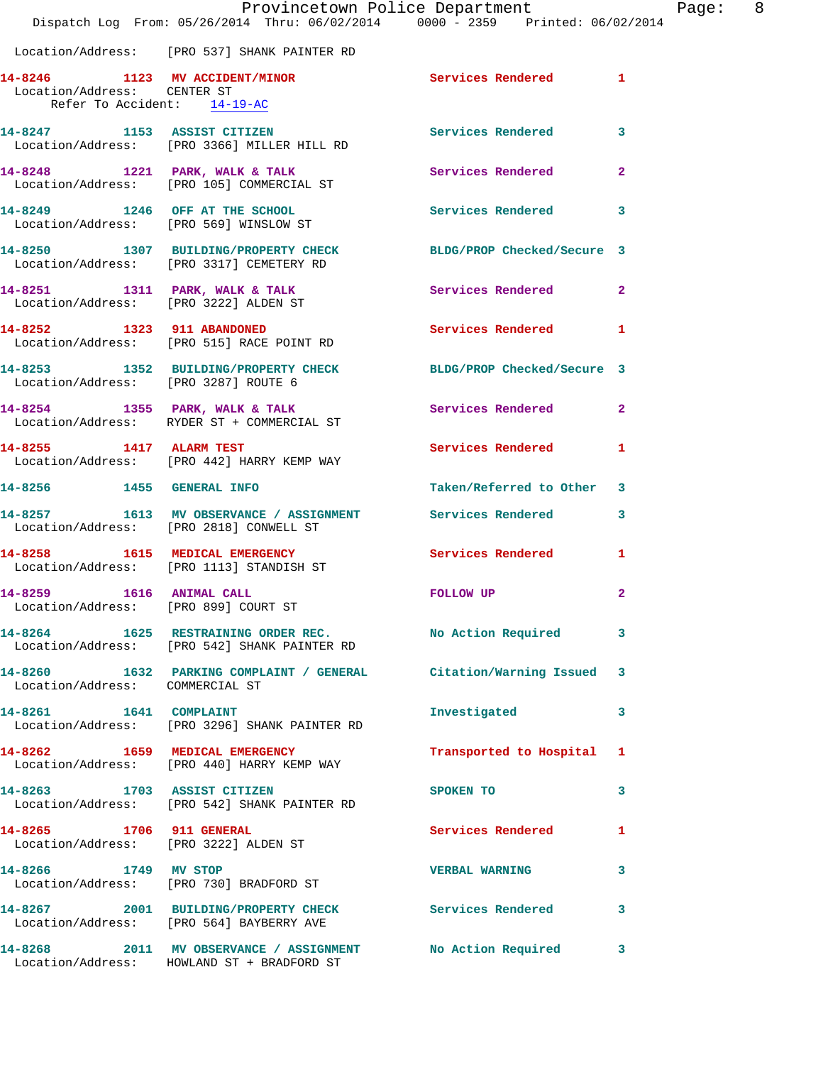Location/Address: [PRO 537] SHANK PAINTER RD

**14-8246** 1123 **MV ACCIDENT/MINOR** Services Rendered 1
Location/Address: CENTER ST
Refer To Accident: 14-19-AC

**14-8247** 1153 **ASSIST CITIZEN** Services Rendered 3
Location/Address: [PRO 3366] MILLER HILL RD

**14-8248** 1221 **PARK, WALK & TALK** Services Rendered 2
Location/Address: [PRO 105] COMMERCIAL ST

**14-8249** 1246 **OFF AT THE SCHOOL** Services Rendered 3
Location/Address: [PRO 569] WINSLOW ST

**14-8250** 1307 **BUILDING/PROPERTY CHECK** BLDG/PROP Checked/Secure 3
Location/Address: [PRO 3317] CEMETERY RD

**14-8251** 1311 **PARK, WALK & TALK** Services Rendered 2
Location/Address: [PRO 3222] ALDEN ST

**14-8252** 1323 **911 ABANDONED** Services Rendered 1
Location/Address: [PRO 515] RACE POINT RD

**14-8253** 1352 **BUILDING/PROPERTY CHECK** BLDG/PROP Checked/Secure 3
Location/Address: [PRO 3287] ROUTE 6

**14-8254** 1355 **PARK, WALK & TALK** Services Rendered 2
Location/Address: RYDER ST + COMMERCIAL ST

**14-8255** 1417 **ALARM TEST** Services Rendered 1
Location/Address: [PRO 442] HARRY KEMP WAY

**14-8256** 1455 **GENERAL INFO** Taken/Referred to Other 3

**14-8257** 1613 **MV OBSERVANCE / ASSIGNMENT** Services Rendered 3
Location/Address: [PRO 2818] CONWELL ST

**14-8258** 1615 **MEDICAL EMERGENCY** Services Rendered 1
Location/Address: [PRO 1113] STANDISH ST

**14-8259** 1616 **ANIMAL CALL** FOLLOW UP 2
Location/Address: [PRO 899] COURT ST

**14-8264** 1625 **RESTRAINING ORDER REC.** No Action Required 3
Location/Address: [PRO 542] SHANK PAINTER RD

**14-8260** 1632 **PARKING COMPLAINT / GENERAL** Citation/Warning Issued 3
Location/Address: COMMERCIAL ST

**14-8261** 1641 **COMPLAINT** Investigated 3
Location/Address: [PRO 3296] SHANK PAINTER RD

**14-8262** 1659 **MEDICAL EMERGENCY** Transported to Hospital 1
Location/Address: [PRO 440] HARRY KEMP WAY

**14-8263** 1703 **ASSIST CITIZEN** SPOKEN TO 3
Location/Address: [PRO 542] SHANK PAINTER RD

**14-8265** 1706 **911 GENERAL** Services Rendered 1
Location/Address: [PRO 3222] ALDEN ST

**14-8266** 1749 **MV STOP** VERBAL WARNING 3
Location/Address: [PRO 730] BRADFORD ST

**14-8267** 2001 **BUILDING/PROPERTY CHECK** Services Rendered 3
Location/Address: [PRO 564] BAYBERRY AVE

**14-8268** 2011 **MV OBSERVANCE / ASSIGNMENT** No Action Required 3
Location/Address: HOWLAND ST + BRADFORD ST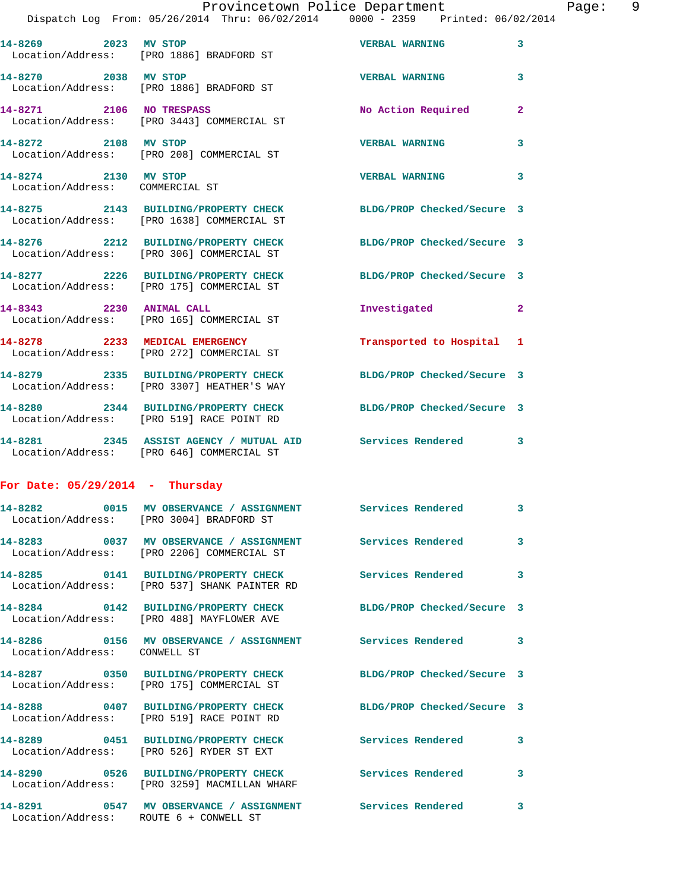14-8269 2023 MV STOP VERBAL WARNING 3
Location/Address: [PRO 1886] BRADFORD ST

14-8270 2038 MV STOP VERBAL WARNING 3
Location/Address: [PRO 1886] BRADFORD ST

14-8271 2106 NO TRESPASS No Action Required 2
Location/Address: [PRO 3443] COMMERCIAL ST

14-8272 2108 MV STOP VERBAL WARNING 3
Location/Address: [PRO 208] COMMERCIAL ST

14-8274 2130 MV STOP VERBAL WARNING 3
Location/Address: COMMERCIAL ST

14-8275 2143 BUILDING/PROPERTY CHECK BLDG/PROP Checked/Secure 3
Location/Address: [PRO 1638] COMMERCIAL ST

14-8276 2212 BUILDING/PROPERTY CHECK BLDG/PROP Checked/Secure 3
Location/Address: [PRO 306] COMMERCIAL ST

14-8277 2226 BUILDING/PROPERTY CHECK BLDG/PROP Checked/Secure 3
Location/Address: [PRO 175] COMMERCIAL ST

14-8343 2230 ANIMAL CALL Investigated 2
Location/Address: [PRO 165] COMMERCIAL ST

14-8278 2233 MEDICAL EMERGENCY Transported to Hospital 1
Location/Address: [PRO 272] COMMERCIAL ST

14-8279 2335 BUILDING/PROPERTY CHECK BLDG/PROP Checked/Secure 3
Location/Address: [PRO 3307] HEATHER'S WAY

14-8280 2344 BUILDING/PROPERTY CHECK BLDG/PROP Checked/Secure 3
Location/Address: [PRO 519] RACE POINT RD

14-8281 2345 ASSIST AGENCY / MUTUAL AID Services Rendered 3
Location/Address: [PRO 646] COMMERCIAL ST

## For Date: 05/29/2014 - Thursday

14-8282 0015 MV OBSERVANCE / ASSIGNMENT Services Rendered 3
Location/Address: [PRO 3004] BRADFORD ST

14-8283 0037 MV OBSERVANCE / ASSIGNMENT Services Rendered 3
Location/Address: [PRO 2206] COMMERCIAL ST

14-8285 0141 BUILDING/PROPERTY CHECK Services Rendered 3
Location/Address: [PRO 537] SHANK PAINTER RD

14-8284 0142 BUILDING/PROPERTY CHECK BLDG/PROP Checked/Secure 3
Location/Address: [PRO 488] MAYFLOWER AVE

14-8286 0156 MV OBSERVANCE / ASSIGNMENT Services Rendered 3
Location/Address: CONWELL ST

14-8287 0350 BUILDING/PROPERTY CHECK BLDG/PROP Checked/Secure 3
Location/Address: [PRO 175] COMMERCIAL ST

14-8288 0407 BUILDING/PROPERTY CHECK BLDG/PROP Checked/Secure 3
Location/Address: [PRO 519] RACE POINT RD

14-8289 0451 BUILDING/PROPERTY CHECK Services Rendered 3
Location/Address: [PRO 526] RYDER ST EXT

14-8290 0526 BUILDING/PROPERTY CHECK Services Rendered 3
Location/Address: [PRO 3259] MACMILLAN WHARF

14-8291 0547 MV OBSERVANCE / ASSIGNMENT Services Rendered 3
Location/Address: ROUTE 6 + CONWELL ST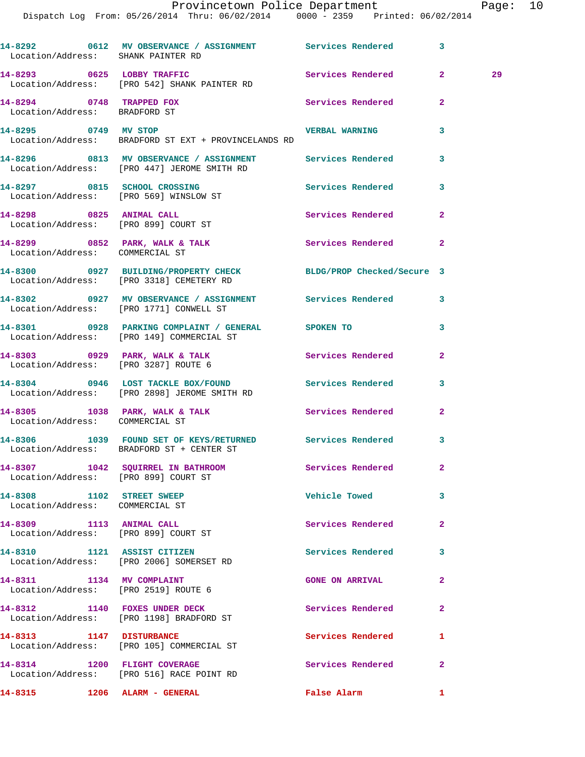| Call Number | Time | Call Reason | Action | Priority | |
|---|---|---|---|---|---|
| 14-8292 | 0612 | MV OBSERVATION / ASSIGNMENT | Services Rendered | 3 | |
| Location/Address: | | SHANK PAINTER RD | | | |
| 14-8293 | 0625 | LOBBY TRAFFIC | Services Rendered | 2 | 29 |
| Location/Address: | | [PRO 542] SHANK PAINTER RD | | | |
| 14-8294 | 0748 | TRAPPED FOX | Services Rendered | 2 | |
| Location/Address: | | BRADFORD ST | | | |
| 14-8295 | 0749 | MV STOP | VERBAL WARNING | 3 | |
| Location/Address: | | BRADFORD ST EXT + PROVINCELANDS RD | | | |
| 14-8296 | 0813 | MV OBSERVATION / ASSIGNMENT | Services Rendered | 3 | |
| Location/Address: | | [PRO 447] JEROME SMITH RD | | | |
| 14-8297 | 0815 | SCHOOL CROSSING | Services Rendered | 3 | |
| Location/Address: | | [PRO 569] WINSLOW ST | | | |
| 14-8298 | 0825 | ANIMAL CALL | Services Rendered | 2 | |
| Location/Address: | | [PRO 899] COURT ST | | | |
| 14-8299 | 0852 | PARK, WALK & TALK | Services Rendered | 2 | |
| Location/Address: | | COMMERCIAL ST | | | |
| 14-8300 | 0927 | BUILDING/PROPERTY CHECK | BLDG/PROP Checked/Secure | 3 | |
| Location/Address: | | [PRO 3318] CEMETERY RD | | | |
| 14-8302 | 0927 | MV OBSERVATION / ASSIGNMENT | Services Rendered | 3 | |
| Location/Address: | | [PRO 1771] CONWELL ST | | | |
| 14-8301 | 0928 | PARKING COMPLAINT / GENERAL | SPOKEN TO | 3 | |
| Location/Address: | | [PRO 149] COMMERCIAL ST | | | |
| 14-8303 | 0929 | PARK, WALK & TALK | Services Rendered | 2 | |
| Location/Address: | | [PRO 3287] ROUTE 6 | | | |
| 14-8304 | 0946 | LOST TACKLE BOX/FOUND | Services Rendered | 3 | |
| Location/Address: | | [PRO 2898] JEROME SMITH RD | | | |
| 14-8305 | 1038 | PARK, WALK & TALK | Services Rendered | 2 | |
| Location/Address: | | COMMERCIAL ST | | | |
| 14-8306 | 1039 | FOUND SET OF KEYS/RETURNED | Services Rendered | 3 | |
| Location/Address: | | BRADFORD ST + CENTER ST | | | |
| 14-8307 | 1042 | SQUIRREL IN BATHROOM | Services Rendered | 2 | |
| Location/Address: | | [PRO 899] COURT ST | | | |
| 14-8308 | 1102 | STREET SWEEP | Vehicle Towed | 3 | |
| Location/Address: | | COMMERCIAL ST | | | |
| 14-8309 | 1113 | ANIMAL CALL | Services Rendered | 2 | |
| Location/Address: | | [PRO 899] COURT ST | | | |
| 14-8310 | 1121 | ASSIST CITIZEN | Services Rendered | 3 | |
| Location/Address: | | [PRO 2006] SOMERSET RD | | | |
| 14-8311 | 1134 | MV COMPLAINT | GONE ON ARRIVAL | 2 | |
| Location/Address: | | [PRO 2519] ROUTE 6 | | | |
| 14-8312 | 1140 | FOXES UNDER DECK | Services Rendered | 2 | |
| Location/Address: | | [PRO 1198] BRADFORD ST | | | |
| 14-8313 | 1147 | DISTURBANCE | Services Rendered | 1 | |
| Location/Address: | | [PRO 105] COMMERCIAL ST | | | |
| 14-8314 | 1200 | FLIGHT COVERAGE | Services Rendered | 2 | |
| Location/Address: | | [PRO 516] RACE POINT RD | | | |
| 14-8315 | 1206 | ALARM - GENERAL | False Alarm | 1 | |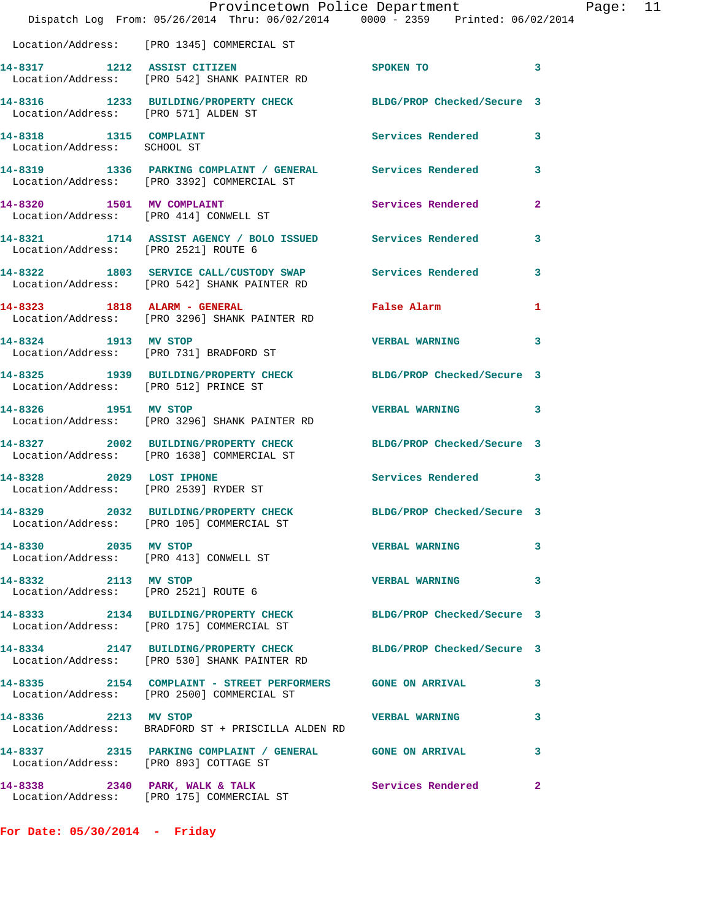Location/Address: [PRO 1345] COMMERCIAL ST

| Call # | Time | Call Reason | Action | Priority |
|---|---|---|---|---|
| 14-8317 | 1212 | ASSIST CITIZEN | SPOKEN TO | 3 |
| | | Location/Address: [PRO 542] SHANK PAINTER RD | | |
| 14-8316 | 1233 | BUILDING/PROPERTY CHECK | BLDG/PROP Checked/Secure | 3 |
| | | Location/Address: [PRO 571] ALDEN ST | | |
| 14-8318 | 1315 | COMPLAINT | Services Rendered | 3 |
| | | Location/Address: SCHOOL ST | | |
| 14-8319 | 1336 | PARKING COMPLAINT / GENERAL | Services Rendered | 3 |
| | | Location/Address: [PRO 3392] COMMERCIAL ST | | |
| 14-8320 | 1501 | MV COMPLAINT | Services Rendered | 2 |
| | | Location/Address: [PRO 414] CONWELL ST | | |
| 14-8321 | 1714 | ASSIST AGENCY / BOLO ISSUED | Services Rendered | 3 |
| | | Location/Address: [PRO 2521] ROUTE 6 | | |
| 14-8322 | 1803 | SERVICE CALL/CUSTODY SWAP | Services Rendered | 3 |
| | | Location/Address: [PRO 542] SHANK PAINTER RD | | |
| 14-8323 | 1818 | ALARM - GENERAL | False Alarm | 1 |
| | | Location/Address: [PRO 3296] SHANK PAINTER RD | | |
| 14-8324 | 1913 | MV STOP | VERBAL WARNING | 3 |
| | | Location/Address: [PRO 731] BRADFORD ST | | |
| 14-8325 | 1939 | BUILDING/PROPERTY CHECK | BLDG/PROP Checked/Secure | 3 |
| | | Location/Address: [PRO 512] PRINCE ST | | |
| 14-8326 | 1951 | MV STOP | VERBAL WARNING | 3 |
| | | Location/Address: [PRO 3296] SHANK PAINTER RD | | |
| 14-8327 | 2002 | BUILDING/PROPERTY CHECK | BLDG/PROP Checked/Secure | 3 |
| | | Location/Address: [PRO 1638] COMMERCIAL ST | | |
| 14-8328 | 2029 | LOST IPHONE | Services Rendered | 3 |
| | | Location/Address: [PRO 2539] RYDER ST | | |
| 14-8329 | 2032 | BUILDING/PROPERTY CHECK | BLDG/PROP Checked/Secure | 3 |
| | | Location/Address: [PRO 105] COMMERCIAL ST | | |
| 14-8330 | 2035 | MV STOP | VERBAL WARNING | 3 |
| | | Location/Address: [PRO 413] CONWELL ST | | |
| 14-8332 | 2113 | MV STOP | VERBAL WARNING | 3 |
| | | Location/Address: [PRO 2521] ROUTE 6 | | |
| 14-8333 | 2134 | BUILDING/PROPERTY CHECK | BLDG/PROP Checked/Secure | 3 |
| | | Location/Address: [PRO 175] COMMERCIAL ST | | |
| 14-8334 | 2147 | BUILDING/PROPERTY CHECK | BLDG/PROP Checked/Secure | 3 |
| | | Location/Address: [PRO 530] SHANK PAINTER RD | | |
| 14-8335 | 2154 | COMPLAINT - STREET PERFORMERS | GONE ON ARRIVAL | 3 |
| | | Location/Address: [PRO 2500] COMMERCIAL ST | | |
| 14-8336 | 2213 | MV STOP | VERBAL WARNING | 3 |
| | | Location/Address: BRADFORD ST + PRISCILLA ALDEN RD | | |
| 14-8337 | 2315 | PARKING COMPLAINT / GENERAL | GONE ON ARRIVAL | 3 |
| | | Location/Address: [PRO 893] COTTAGE ST | | |
| 14-8338 | 2340 | PARK, WALK & TALK | Services Rendered | 2 |
| | | Location/Address: [PRO 175] COMMERCIAL ST | | |

**For Date: 05/30/2014 - Friday**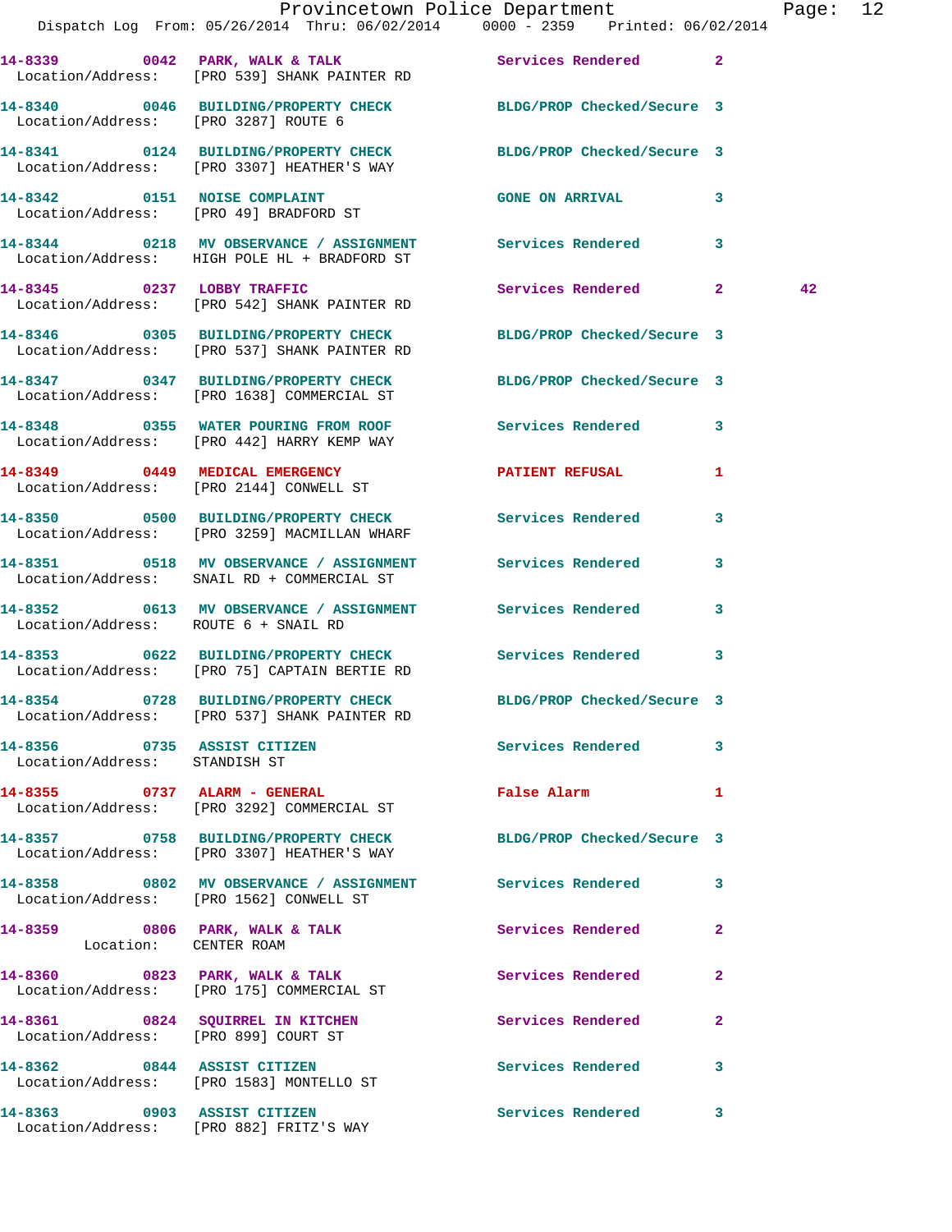14-8339 0042 PARK, WALK & TALK Services Rendered 2
Location/Address: [PRO 539] SHANK PAINTER RD

14-8340 0046 BUILDING/PROPERTY CHECK BLDG/PROP Checked/Secure 3
Location/Address: [PRO 3287] ROUTE 6

14-8341 0124 BUILDING/PROPERTY CHECK BLDG/PROP Checked/Secure 3
Location/Address: [PRO 3307] HEATHER'S WAY

14-8342 0151 NOISE COMPLAINT GONE ON ARRIVAL 3
Location/Address: [PRO 49] BRADFORD ST

14-8344 0218 MV OBSERVANCE / ASSIGNMENT Services Rendered 3
Location/Address: HIGH POLE HL + BRADFORD ST

14-8345 0237 LOBBY TRAFFIC Services Rendered 2 42
Location/Address: [PRO 542] SHANK PAINTER RD

14-8346 0305 BUILDING/PROPERTY CHECK BLDG/PROP Checked/Secure 3
Location/Address: [PRO 537] SHANK PAINTER RD

14-8347 0347 BUILDING/PROPERTY CHECK BLDG/PROP Checked/Secure 3
Location/Address: [PRO 1638] COMMERCIAL ST

14-8348 0355 WATER POURING FROM ROOF Services Rendered 3
Location/Address: [PRO 442] HARRY KEMP WAY

14-8349 0449 MEDICAL EMERGENCY PATIENT REFUSAL 1
Location/Address: [PRO 2144] CONWELL ST

14-8350 0500 BUILDING/PROPERTY CHECK Services Rendered 3
Location/Address: [PRO 3259] MACMILLAN WHARF

14-8351 0518 MV OBSERVANCE / ASSIGNMENT Services Rendered 3
Location/Address: SNAIL RD + COMMERCIAL ST

14-8352 0613 MV OBSERVANCE / ASSIGNMENT Services Rendered 3
Location/Address: ROUTE 6 + SNAIL RD

14-8353 0622 BUILDING/PROPERTY CHECK Services Rendered 3
Location/Address: [PRO 75] CAPTAIN BERTIE RD

14-8354 0728 BUILDING/PROPERTY CHECK BLDG/PROP Checked/Secure 3
Location/Address: [PRO 537] SHANK PAINTER RD

14-8356 0735 ASSIST CITIZEN Services Rendered 3
Location/Address: STANDISH ST

14-8355 0737 ALARM - GENERAL False Alarm 1
Location/Address: [PRO 3292] COMMERCIAL ST

14-8357 0758 BUILDING/PROPERTY CHECK BLDG/PROP Checked/Secure 3
Location/Address: [PRO 3307] HEATHER'S WAY

14-8358 0802 MV OBSERVANCE / ASSIGNMENT Services Rendered 3
Location/Address: [PRO 1562] CONWELL ST

14-8359 0806 PARK, WALK & TALK Services Rendered 2
Location: CENTER ROAM

14-8360 0823 PARK, WALK & TALK Services Rendered 2
Location/Address: [PRO 175] COMMERCIAL ST

14-8361 0824 SQUIRREL IN KITCHEN Services Rendered 2
Location/Address: [PRO 899] COURT ST

14-8362 0844 ASSIST CITIZEN Services Rendered 3
Location/Address: [PRO 1583] MONTELLO ST

14-8363 0903 ASSIST CITIZEN Services Rendered 3
Location/Address: [PRO 882] FRITZ'S WAY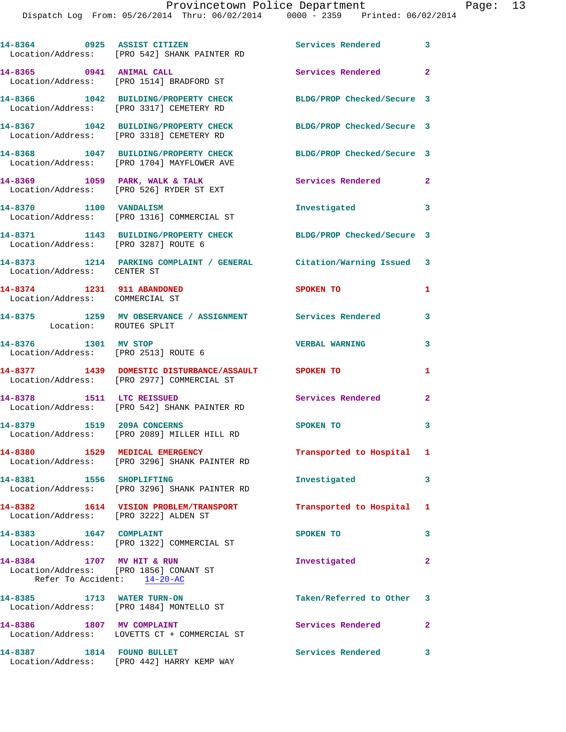| Call # | Time | Call Reason | Action | Priority |
|---|---|---|---|---|
| 14-8364 | 0925 | ASSIST CITIZEN | Services Rendered | 3 |
| Location/Address: [PRO 542] SHANK PAINTER RD | | | | |
| 14-8365 | 0941 | ANIMAL CALL | Services Rendered | 2 |
| Location/Address: [PRO 1514] BRADFORD ST | | | | |
| 14-8366 | 1042 | BUILDING/PROPERTY CHECK | BLDG/PROP Checked/Secure | 3 |
| Location/Address: [PRO 3317] CEMETERY RD | | | | |
| 14-8367 | 1042 | BUILDING/PROPERTY CHECK | BLDG/PROP Checked/Secure | 3 |
| Location/Address: [PRO 3318] CEMETERY RD | | | | |
| 14-8368 | 1047 | BUILDING/PROPERTY CHECK | BLDG/PROP Checked/Secure | 3 |
| Location/Address: [PRO 1704] MAYFLOWER AVE | | | | |
| 14-8369 | 1059 | PARK, WALK & TALK | Services Rendered | 2 |
| Location/Address: [PRO 526] RYDER ST EXT | | | | |
| 14-8370 | 1100 | VANDALISM | Investigated | 3 |
| Location/Address: [PRO 1316] COMMERCIAL ST | | | | |
| 14-8371 | 1143 | BUILDING/PROPERTY CHECK | BLDG/PROP Checked/Secure | 3 |
| Location/Address: [PRO 3287] ROUTE 6 | | | | |
| 14-8373 | 1214 | PARKING COMPLAINT / GENERAL | Citation/Warning Issued | 3 |
| Location/Address: CENTER ST | | | | |
| 14-8374 | 1231 | 911 ABANDONED | SPOKEN TO | 1 |
| Location/Address: COMMERCIAL ST | | | | |
| 14-8375 | 1259 | MV OBSERVANCE / ASSIGNMENT | Services Rendered | 3 |
| Location: ROUTE6 SPLIT | | | | |
| 14-8376 | 1301 | MV STOP | VERBAL WARNING | 3 |
| Location/Address: [PRO 2513] ROUTE 6 | | | | |
| 14-8377 | 1439 | DOMESTIC DISTURBANCE/ASSAULT | SPOKEN TO | 1 |
| Location/Address: [PRO 2977] COMMERCIAL ST | | | | |
| 14-8378 | 1511 | LTC REISSUED | Services Rendered | 2 |
| Location/Address: [PRO 542] SHANK PAINTER RD | | | | |
| 14-8379 | 1519 | 209A CONCERNS | SPOKEN TO | 3 |
| Location/Address: [PRO 2089] MILLER HILL RD | | | | |
| 14-8380 | 1529 | MEDICAL EMERGENCY | Transported to Hospital | 1 |
| Location/Address: [PRO 3296] SHANK PAINTER RD | | | | |
| 14-8381 | 1556 | SHOPLIFTING | Investigated | 3 |
| Location/Address: [PRO 3296] SHANK PAINTER RD | | | | |
| 14-8382 | 1614 | VISION PROBLEM/TRANSPORT | Transported to Hospital | 1 |
| Location/Address: [PRO 3222] ALDEN ST | | | | |
| 14-8383 | 1647 | COMPLAINT | SPOKEN TO | 3 |
| Location/Address: [PRO 1322] COMMERCIAL ST | | | | |
| 14-8384 | 1707 | MV HIT & RUN | Investigated | 2 |
| Location/Address: [PRO 1856] CONANT ST; Refer To Accident: 14-20-AC | | | | |
| 14-8385 | 1713 | WATER TURN-ON | Taken/Referred to Other | 3 |
| Location/Address: [PRO 1484] MONTELLO ST | | | | |
| 14-8386 | 1807 | MV COMPLAINT | Services Rendered | 2 |
| Location/Address: LOVETTS CT + COMMERCIAL ST | | | | |
| 14-8387 | 1814 | FOUND BULLET | Services Rendered | 3 |
| Location/Address: [PRO 442] HARRY KEMP WAY | | | | |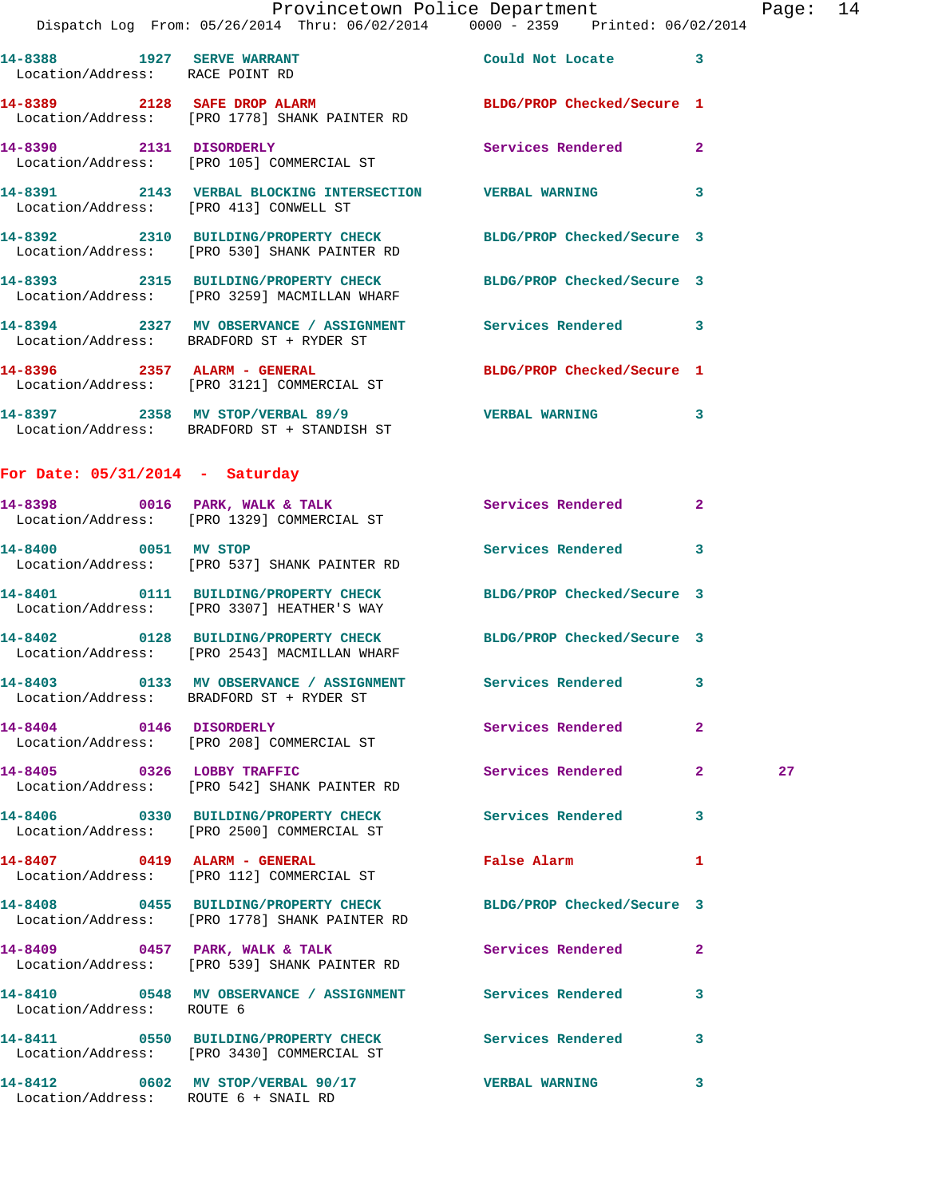14-8388 1927 SERVE WARRANT Could Not Locate 3
Location/Address: RACE POINT RD

14-8389 2128 SAFE DROP ALARM BLDG/PROP Checked/Secure 1
Location/Address: [PRO 1778] SHANK PAINTER RD

14-8390 2131 DISORDERLY Services Rendered 2
Location/Address: [PRO 105] COMMERCIAL ST

14-8391 2143 VERBAL BLOCKING INTERSECTION VERBAL WARNING 3
Location/Address: [PRO 413] CONWELL ST

14-8392 2310 BUILDING/PROPERTY CHECK BLDG/PROP Checked/Secure 3
Location/Address: [PRO 530] SHANK PAINTER RD

14-8393 2315 BUILDING/PROPERTY CHECK BLDG/PROP Checked/Secure 3
Location/Address: [PRO 3259] MACMILLAN WHARF

14-8394 2327 MV OBSERVANCE / ASSIGNMENT Services Rendered 3
Location/Address: BRADFORD ST + RYDER ST

14-8396 2357 ALARM - GENERAL BLDG/PROP Checked/Secure 1
Location/Address: [PRO 3121] COMMERCIAL ST

14-8397 2358 MV STOP/VERBAL 89/9 VERBAL WARNING 3
Location/Address: BRADFORD ST + STANDISH ST

**For Date: 05/31/2014 - Saturday**

14-8398 0016 PARK, WALK & TALK Services Rendered 2
Location/Address: [PRO 1329] COMMERCIAL ST

14-8400 0051 MV STOP Services Rendered 3
Location/Address: [PRO 537] SHANK PAINTER RD

14-8401 0111 BUILDING/PROPERTY CHECK BLDG/PROP Checked/Secure 3
Location/Address: [PRO 3307] HEATHER'S WAY

14-8402 0128 BUILDING/PROPERTY CHECK BLDG/PROP Checked/Secure 3
Location/Address: [PRO 2543] MACMILLAN WHARF

14-8403 0133 MV OBSERVANCE / ASSIGNMENT Services Rendered 3
Location/Address: BRADFORD ST + RYDER ST

14-8404 0146 DISORDERLY Services Rendered 2
Location/Address: [PRO 208] COMMERCIAL ST

14-8405 0326 LOBBY TRAFFIC Services Rendered 2 27
Location/Address: [PRO 542] SHANK PAINTER RD

14-8406 0330 BUILDING/PROPERTY CHECK Services Rendered 3
Location/Address: [PRO 2500] COMMERCIAL ST

14-8407 0419 ALARM - GENERAL False Alarm 1
Location/Address: [PRO 112] COMMERCIAL ST

14-8408 0455 BUILDING/PROPERTY CHECK BLDG/PROP Checked/Secure 3
Location/Address: [PRO 1778] SHANK PAINTER RD

14-8409 0457 PARK, WALK & TALK Services Rendered 2
Location/Address: [PRO 539] SHANK PAINTER RD

14-8410 0548 MV OBSERVANCE / ASSIGNMENT Services Rendered 3
Location/Address: ROUTE 6

14-8411 0550 BUILDING/PROPERTY CHECK Services Rendered 3
Location/Address: [PRO 3430] COMMERCIAL ST

14-8412 0602 MV STOP/VERBAL 90/17 VERBAL WARNING 3
Location/Address: ROUTE 6 + SNAIL RD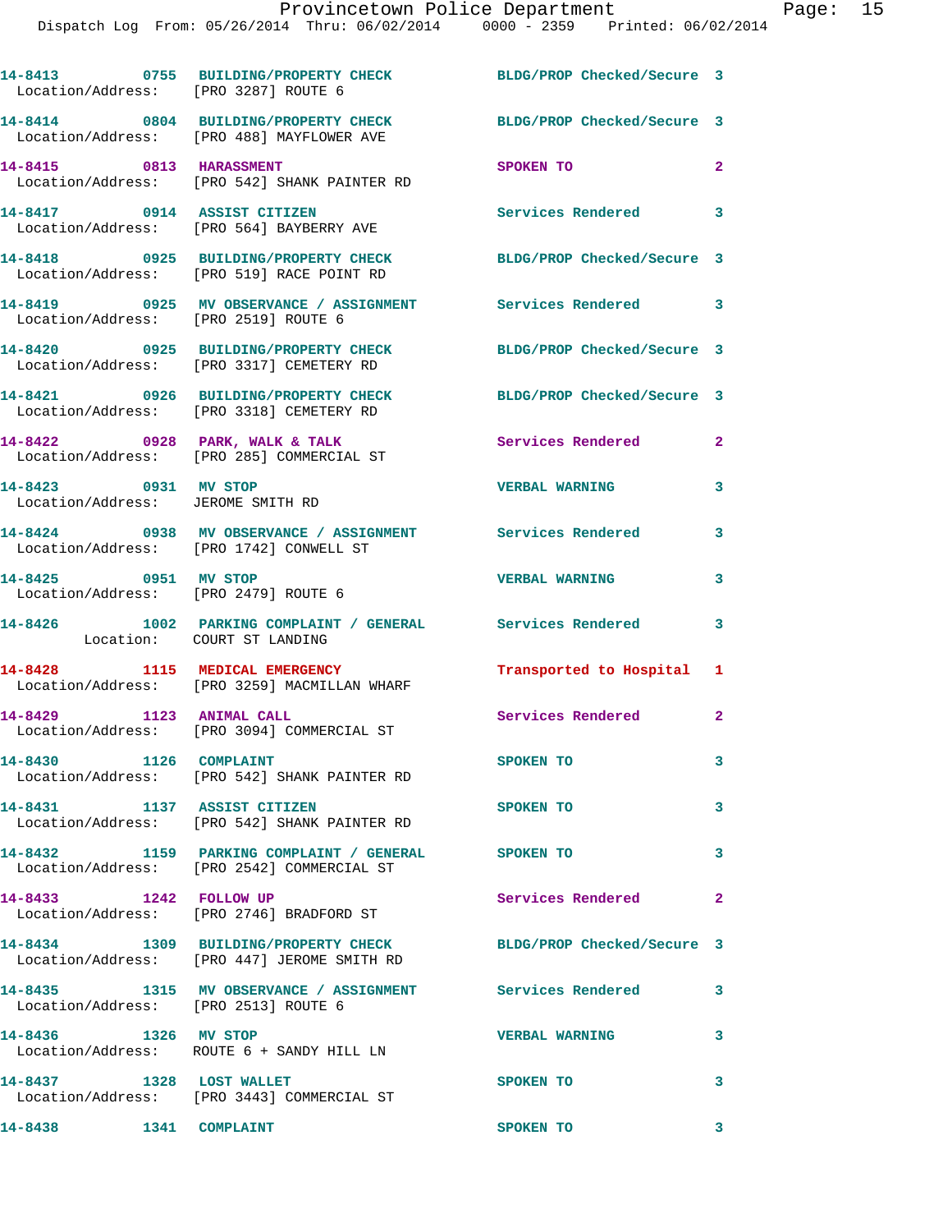14-8413 0755 BUILDING/PROPERTY CHECK BLDG/PROP Checked/Secure 3
Location/Address: [PRO 3287] ROUTE 6

14-8414 0804 BUILDING/PROPERTY CHECK BLDG/PROP Checked/Secure 3
Location/Address: [PRO 488] MAYFLOWER AVE

14-8415 0813 HARASSMENT SPOKEN TO 2
Location/Address: [PRO 542] SHANK PAINTER RD

14-8417 0914 ASSIST CITIZEN Services Rendered 3
Location/Address: [PRO 564] BAYBERRY AVE

14-8418 0925 BUILDING/PROPERTY CHECK BLDG/PROP Checked/Secure 3
Location/Address: [PRO 519] RACE POINT RD

14-8419 0925 MV OBSERVANCE / ASSIGNMENT Services Rendered 3
Location/Address: [PRO 2519] ROUTE 6

14-8420 0925 BUILDING/PROPERTY CHECK BLDG/PROP Checked/Secure 3
Location/Address: [PRO 3317] CEMETERY RD

14-8421 0926 BUILDING/PROPERTY CHECK BLDG/PROP Checked/Secure 3
Location/Address: [PRO 3318] CEMETERY RD

14-8422 0928 PARK, WALK & TALK Services Rendered 2
Location/Address: [PRO 285] COMMERCIAL ST

14-8423 0931 MV STOP VERBAL WARNING 3
Location/Address: JEROME SMITH RD

14-8424 0938 MV OBSERVANCE / ASSIGNMENT Services Rendered 3
Location/Address: [PRO 1742] CONWELL ST

14-8425 0951 MV STOP VERBAL WARNING 3
Location/Address: [PRO 2479] ROUTE 6

14-8426 1002 PARKING COMPLAINT / GENERAL Services Rendered 3
Location: COURT ST LANDING

14-8428 1115 MEDICAL EMERGENCY Transported to Hospital 1
Location/Address: [PRO 3259] MACMILLAN WHARF

14-8429 1123 ANIMAL CALL Services Rendered 2
Location/Address: [PRO 3094] COMMERCIAL ST

14-8430 1126 COMPLAINT SPOKEN TO 3
Location/Address: [PRO 542] SHANK PAINTER RD

14-8431 1137 ASSIST CITIZEN SPOKEN TO 3
Location/Address: [PRO 542] SHANK PAINTER RD

14-8432 1159 PARKING COMPLAINT / GENERAL SPOKEN TO 3
Location/Address: [PRO 2542] COMMERCIAL ST

14-8433 1242 FOLLOW UP Services Rendered 2
Location/Address: [PRO 2746] BRADFORD ST

14-8434 1309 BUILDING/PROPERTY CHECK BLDG/PROP Checked/Secure 3
Location/Address: [PRO 447] JEROME SMITH RD

14-8435 1315 MV OBSERVANCE / ASSIGNMENT Services Rendered 3
Location/Address: [PRO 2513] ROUTE 6

14-8436 1326 MV STOP VERBAL WARNING 3
Location/Address: ROUTE 6 + SANDY HILL LN

14-8437 1328 LOST WALLET SPOKEN TO 3
Location/Address: [PRO 3443] COMMERCIAL ST

14-8438 1341 COMPLAINT SPOKEN TO 3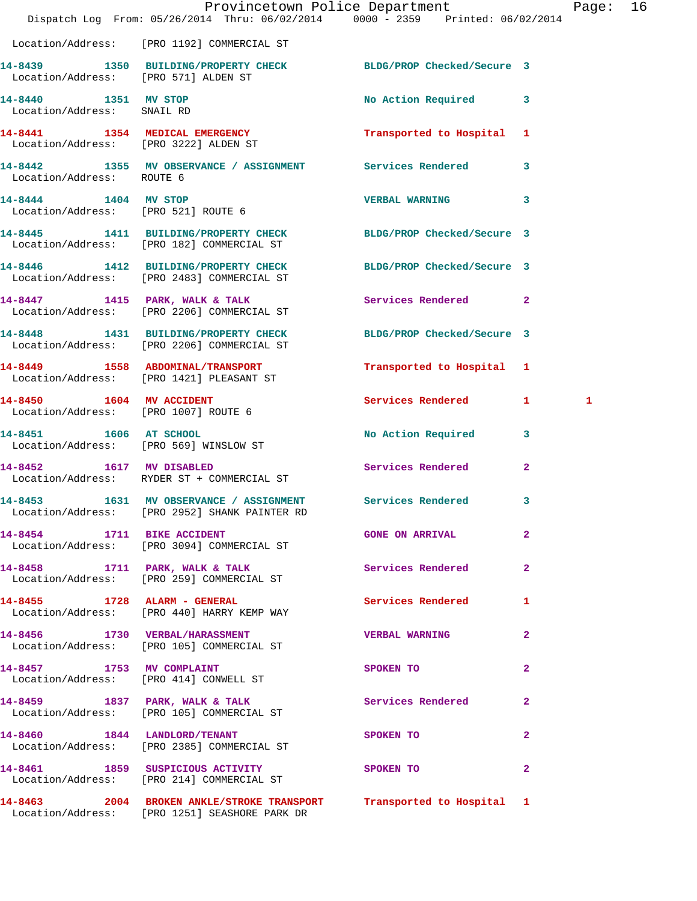Location/Address: [PRO 1192] COMMERCIAL ST

| Call # | Time | Call Type | Action | Priority | |
|---|---|---|---|---|---|
| 14-8439 | 1350 | BUILDING/PROPERTY CHECK | BLDG/PROP Checked/Secure | 3 | |
| | | Location/Address: [PRO 571] ALDEN ST | | | |
| 14-8440 | 1351 | MV STOP | No Action Required | 3 | |
| | | Location/Address: SNAIL RD | | | |
| 14-8441 | 1354 | MEDICAL EMERGENCY | Transported to Hospital | 1 | |
| | | Location/Address: [PRO 3222] ALDEN ST | | | |
| 14-8442 | 1355 | MV OBSERVANCE / ASSIGNMENT | Services Rendered | 3 | |
| | | Location/Address: ROUTE 6 | | | |
| 14-8444 | 1404 | MV STOP | VERBAL WARNING | 3 | |
| | | Location/Address: [PRO 521] ROUTE 6 | | | |
| 14-8445 | 1411 | BUILDING/PROPERTY CHECK | BLDG/PROP Checked/Secure | 3 | |
| | | Location/Address: [PRO 182] COMMERCIAL ST | | | |
| 14-8446 | 1412 | BUILDING/PROPERTY CHECK | BLDG/PROP Checked/Secure | 3 | |
| | | Location/Address: [PRO 2483] COMMERCIAL ST | | | |
| 14-8447 | 1415 | PARK, WALK & TALK | Services Rendered | 2 | |
| | | Location/Address: [PRO 2206] COMMERCIAL ST | | | |
| 14-8448 | 1431 | BUILDING/PROPERTY CHECK | BLDG/PROP Checked/Secure | 3 | |
| | | Location/Address: [PRO 2206] COMMERCIAL ST | | | |
| 14-8449 | 1558 | ABDOMINAL/TRANSPORT | Transported to Hospital | 1 | |
| | | Location/Address: [PRO 1421] PLEASANT ST | | | |
| 14-8450 | 1604 | MV ACCIDENT | Services Rendered | 1 | 1 |
| | | Location/Address: [PRO 1007] ROUTE 6 | | | |
| 14-8451 | 1606 | AT SCHOOL | No Action Required | 3 | |
| | | Location/Address: [PRO 569] WINSLOW ST | | | |
| 14-8452 | 1617 | MV DISABLED | Services Rendered | 2 | |
| | | Location/Address: RYDER ST + COMMERCIAL ST | | | |
| 14-8453 | 1631 | MV OBSERVANCE / ASSIGNMENT | Services Rendered | 3 | |
| | | Location/Address: [PRO 2952] SHANK PAINTER RD | | | |
| 14-8454 | 1711 | BIKE ACCIDENT | GONE ON ARRIVAL | 2 | |
| | | Location/Address: [PRO 3094] COMMERCIAL ST | | | |
| 14-8458 | 1711 | PARK, WALK & TALK | Services Rendered | 2 | |
| | | Location/Address: [PRO 259] COMMERCIAL ST | | | |
| 14-8455 | 1728 | ALARM - GENERAL | Services Rendered | 1 | |
| | | Location/Address: [PRO 440] HARRY KEMP WAY | | | |
| 14-8456 | 1730 | VERBAL/HARASSMENT | VERBAL WARNING | 2 | |
| | | Location/Address: [PRO 105] COMMERCIAL ST | | | |
| 14-8457 | 1753 | MV COMPLAINT | SPOKEN TO | 2 | |
| | | Location/Address: [PRO 414] CONWELL ST | | | |
| 14-8459 | 1837 | PARK, WALK & TALK | Services Rendered | 2 | |
| | | Location/Address: [PRO 105] COMMERCIAL ST | | | |
| 14-8460 | 1844 | LANDLORD/TENANT | SPOKEN TO | 2 | |
| | | Location/Address: [PRO 2385] COMMERCIAL ST | | | |
| 14-8461 | 1859 | SUSPICIOUS ACTIVITY | SPOKEN TO | 2 | |
| | | Location/Address: [PRO 214] COMMERCIAL ST | | | |
| 14-8463 | 2004 | BROKEN ANKLE/STROKE TRANSPORT | Transported to Hospital | 1 | |
| | | Location/Address: [PRO 1251] SEASHORE PARK DR | | | |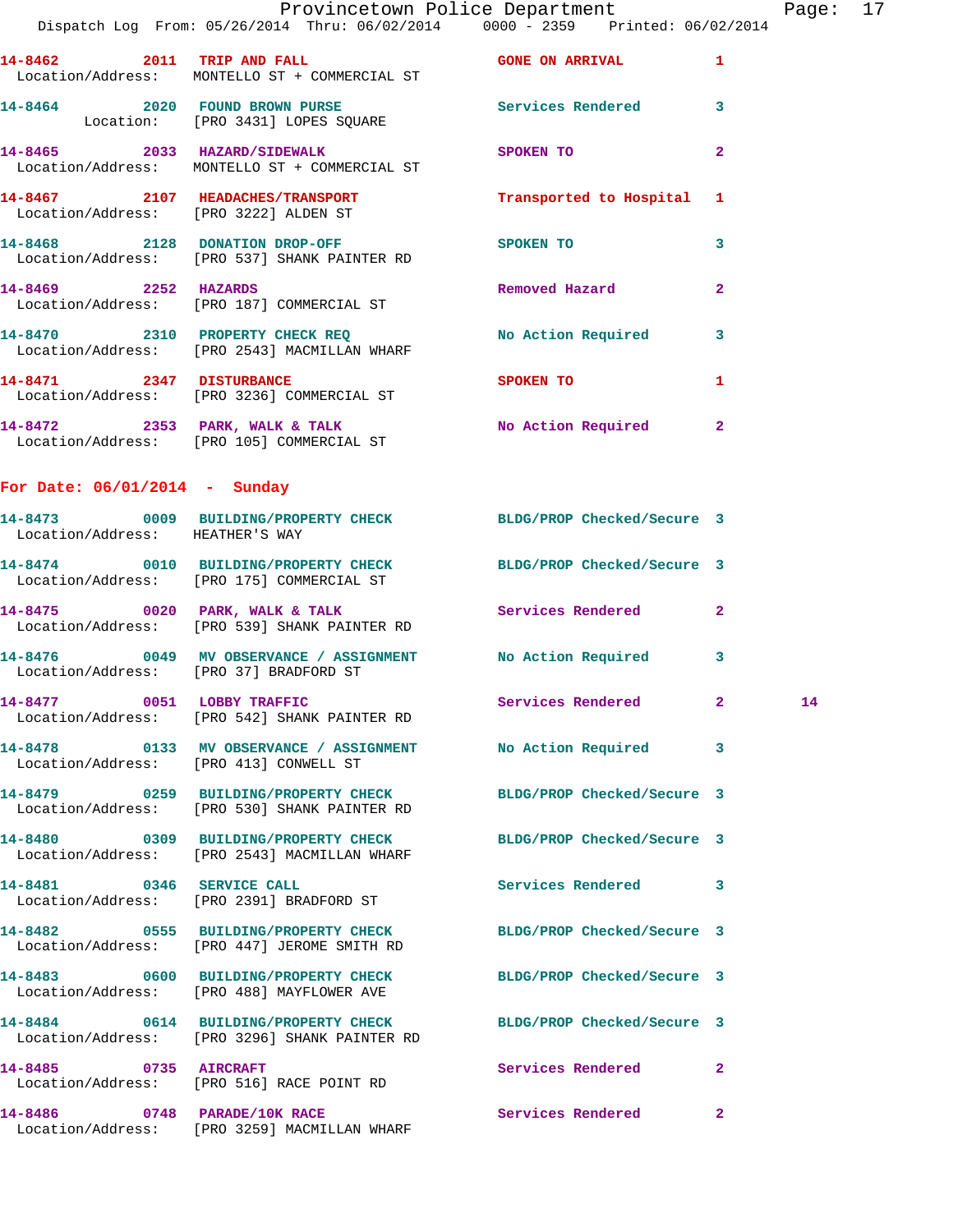14-8462 2011 TRIP AND FALL GONE ON ARRIVAL 1
Location/Address: MONTELLO ST + COMMERCIAL ST

14-8464 2020 FOUND BROWN PURSE Services Rendered 3
Location: [PRO 3431] LOPES SQUARE

14-8465 2033 HAZARD/SIDEWALK SPOKEN TO 2
Location/Address: MONTELLO ST + COMMERCIAL ST

14-8467 2107 HEADACHES/TRANSPORT Transported to Hospital 1
Location/Address: [PRO 3222] ALDEN ST

14-8468 2128 DONATION DROP-OFF SPOKEN TO 3
Location/Address: [PRO 537] SHANK PAINTER RD

14-8469 2252 HAZARDS Removed Hazard 2
Location/Address: [PRO 187] COMMERCIAL ST

14-8470 2310 PROPERTY CHECK REQ No Action Required 3
Location/Address: [PRO 2543] MACMILLAN WHARF

14-8471 2347 DISTURBANCE SPOKEN TO 1
Location/Address: [PRO 3236] COMMERCIAL ST

14-8472 2353 PARK, WALK & TALK No Action Required 2
Location/Address: [PRO 105] COMMERCIAL ST

**For Date: 06/01/2014 - Sunday**

14-8473 0009 BUILDING/PROPERTY CHECK BLDG/PROP Checked/Secure 3
Location/Address: HEATHER'S WAY

14-8474 0010 BUILDING/PROPERTY CHECK BLDG/PROP Checked/Secure 3
Location/Address: [PRO 175] COMMERCIAL ST

14-8475 0020 PARK, WALK & TALK Services Rendered 2
Location/Address: [PRO 539] SHANK PAINTER RD

14-8476 0049 MV OBSERVANCE / ASSIGNMENT No Action Required 3
Location/Address: [PRO 37] BRADFORD ST

14-8477 0051 LOBBY TRAFFIC Services Rendered 2 14
Location/Address: [PRO 542] SHANK PAINTER RD

14-8478 0133 MV OBSERVANCE / ASSIGNMENT No Action Required 3
Location/Address: [PRO 413] CONWELL ST

14-8479 0259 BUILDING/PROPERTY CHECK BLDG/PROP Checked/Secure 3
Location/Address: [PRO 530] SHANK PAINTER RD

14-8480 0309 BUILDING/PROPERTY CHECK BLDG/PROP Checked/Secure 3
Location/Address: [PRO 2543] MACMILLAN WHARF

14-8481 0346 SERVICE CALL Services Rendered 3
Location/Address: [PRO 2391] BRADFORD ST

14-8482 0555 BUILDING/PROPERTY CHECK BLDG/PROP Checked/Secure 3
Location/Address: [PRO 447] JEROME SMITH RD

14-8483 0600 BUILDING/PROPERTY CHECK BLDG/PROP Checked/Secure 3
Location/Address: [PRO 488] MAYFLOWER AVE

14-8484 0614 BUILDING/PROPERTY CHECK BLDG/PROP Checked/Secure 3
Location/Address: [PRO 3296] SHANK PAINTER RD

14-8485 0735 AIRCRAFT Services Rendered 2
Location/Address: [PRO 516] RACE POINT RD

14-8486 0748 PARADE/10K RACE Services Rendered 2
Location/Address: [PRO 3259] MACMILLAN WHARF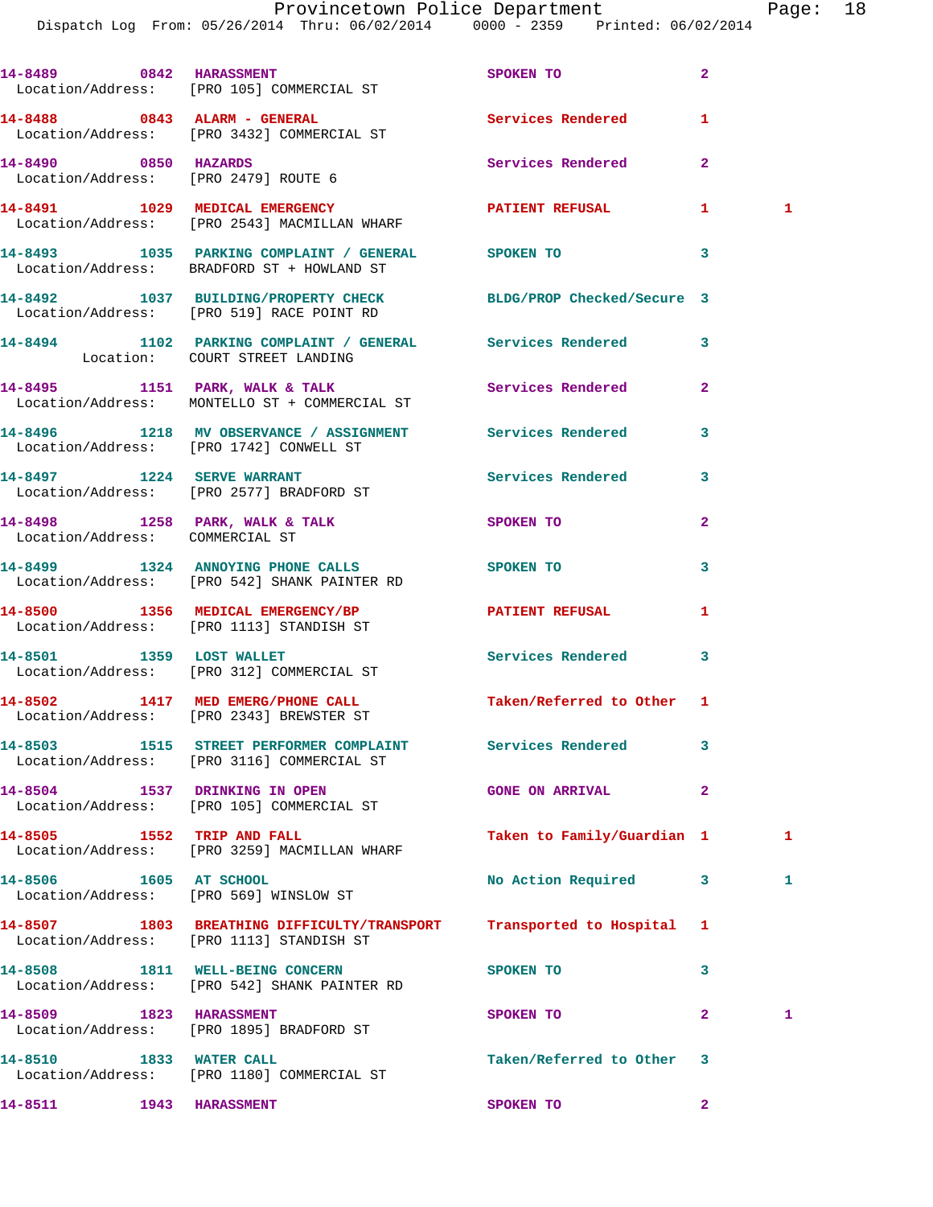14-8489 0842 HARASSMENT SPOKEN TO 2
Location/Address: [PRO 105] COMMERCIAL ST

14-8488 0843 ALARM - GENERAL Services Rendered 1
Location/Address: [PRO 3432] COMMERCIAL ST

14-8490 0850 HAZARDS Services Rendered 2
Location/Address: [PRO 2479] ROUTE 6

14-8491 1029 MEDICAL EMERGENCY PATIENT REFUSAL 1 1
Location/Address: [PRO 2543] MACMILLAN WHARF

14-8493 1035 PARKING COMPLAINT / GENERAL SPOKEN TO 3
Location/Address: BRADFORD ST + HOWLAND ST

14-8492 1037 BUILDING/PROPERTY CHECK BLDG/PROP Checked/Secure 3
Location/Address: [PRO 519] RACE POINT RD

14-8494 1102 PARKING COMPLAINT / GENERAL Services Rendered 3
Location: COURT STREET LANDING

14-8495 1151 PARK, WALK & TALK Services Rendered 2
Location/Address: MONTELLO ST + COMMERCIAL ST

14-8496 1218 MV OBSERVANCE / ASSIGNMENT Services Rendered 3
Location/Address: [PRO 1742] CONWELL ST

14-8497 1224 SERVE WARRANT Services Rendered 3
Location/Address: [PRO 2577] BRADFORD ST

14-8498 1258 PARK, WALK & TALK SPOKEN TO 2
Location/Address: COMMERCIAL ST

14-8499 1324 ANNOYING PHONE CALLS SPOKEN TO 3
Location/Address: [PRO 542] SHANK PAINTER RD

14-8500 1356 MEDICAL EMERGENCY/BP PATIENT REFUSAL 1
Location/Address: [PRO 1113] STANDISH ST

14-8501 1359 LOST WALLET Services Rendered 3
Location/Address: [PRO 312] COMMERCIAL ST

14-8502 1417 MED EMERG/PHONE CALL Taken/Referred to Other 1
Location/Address: [PRO 2343] BREWSTER ST

14-8503 1515 STREET PERFORMER COMPLAINT Services Rendered 3
Location/Address: [PRO 3116] COMMERCIAL ST

14-8504 1537 DRINKING IN OPEN GONE ON ARRIVAL 2
Location/Address: [PRO 105] COMMERCIAL ST

14-8505 1552 TRIP AND FALL Taken to Family/Guardian 1 1
Location/Address: [PRO 3259] MACMILLAN WHARF

14-8506 1605 AT SCHOOL No Action Required 3 1
Location/Address: [PRO 569] WINSLOW ST

14-8507 1803 BREATHING DIFFICULTY/TRANSPORT Transported to Hospital 1
Location/Address: [PRO 1113] STANDISH ST

14-8508 1811 WELL-BEING CONCERN SPOKEN TO 3
Location/Address: [PRO 542] SHANK PAINTER RD

14-8509 1823 HARASSMENT SPOKEN TO 2 1
Location/Address: [PRO 1895] BRADFORD ST

14-8510 1833 WATER CALL Taken/Referred to Other 3
Location/Address: [PRO 1180] COMMERCIAL ST

14-8511 1943 HARASSMENT SPOKEN TO 2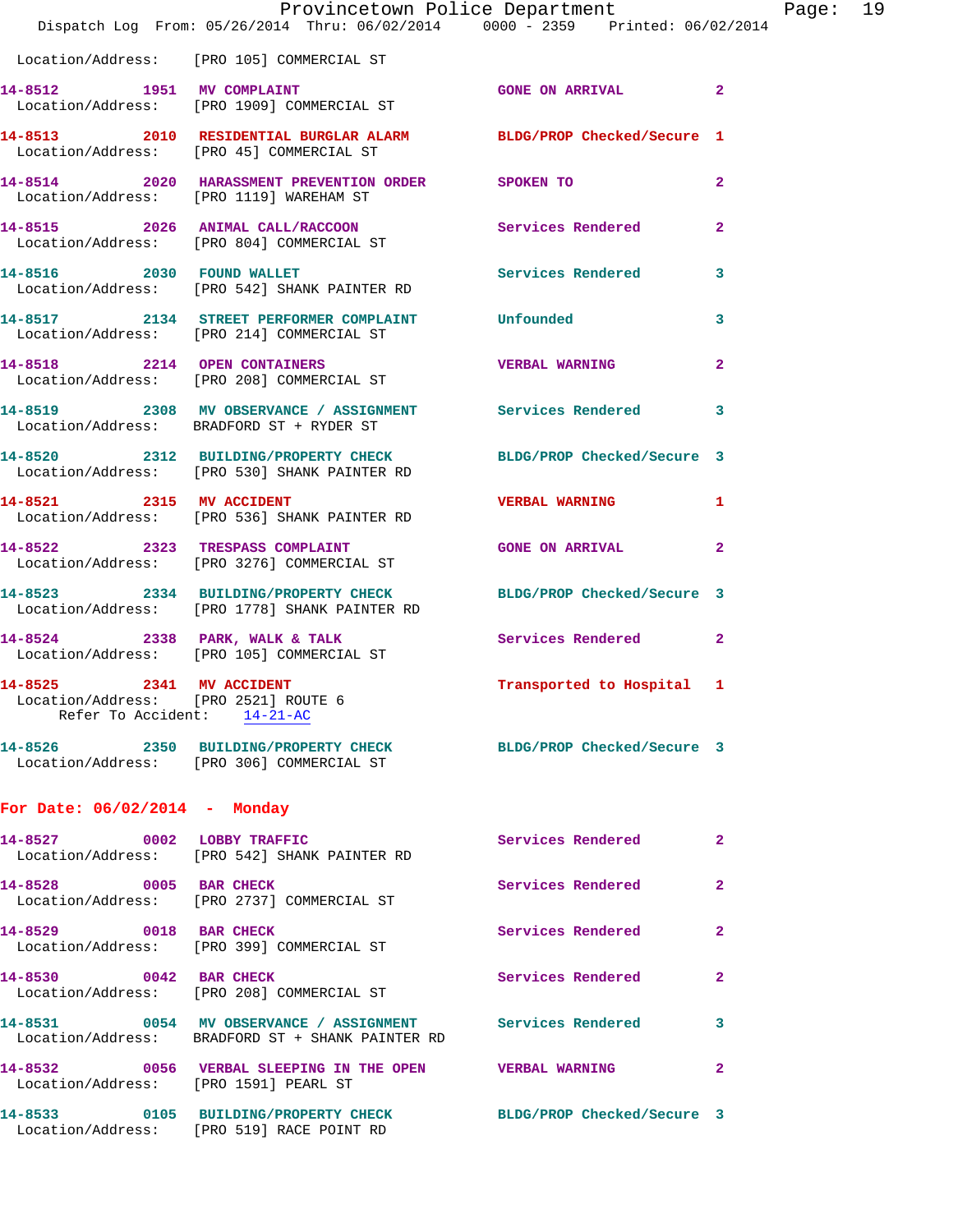Location/Address: [PRO 105] COMMERCIAL ST

**14-8512** 1951 **MV COMPLAINT** GONE ON ARRIVAL 2
Location/Address: [PRO 1909] COMMERCIAL ST

**14-8513** 2010 **RESIDENTIAL BURGLAR ALARM** BLDG/PROP Checked/Secure 1
Location/Address: [PRO 45] COMMERCIAL ST

**14-8514** 2020 **HARASSMENT PREVENTION ORDER** SPOKEN TO 2
Location/Address: [PRO 1119] WAREHAM ST

**14-8515** 2026 **ANIMAL CALL/RACCOON** Services Rendered 2
Location/Address: [PRO 804] COMMERCIAL ST

**14-8516** 2030 **FOUND WALLET** Services Rendered 3
Location/Address: [PRO 542] SHANK PAINTER RD

**14-8517** 2134 **STREET PERFORMER COMPLAINT** Unfounded 3
Location/Address: [PRO 214] COMMERCIAL ST

**14-8518** 2214 **OPEN CONTAINERS** VERBAL WARNING 2
Location/Address: [PRO 208] COMMERCIAL ST

**14-8519** 2308 **MV OBSERVANCE / ASSIGNMENT** Services Rendered 3
Location/Address: BRADFORD ST + RYDER ST

**14-8520** 2312 **BUILDING/PROPERTY CHECK** BLDG/PROP Checked/Secure 3
Location/Address: [PRO 530] SHANK PAINTER RD

**14-8521** 2315 **MV ACCIDENT** VERBAL WARNING 1
Location/Address: [PRO 536] SHANK PAINTER RD

**14-8522** 2323 **TRESPASS COMPLAINT** GONE ON ARRIVAL 2
Location/Address: [PRO 3276] COMMERCIAL ST

**14-8523** 2334 **BUILDING/PROPERTY CHECK** BLDG/PROP Checked/Secure 3
Location/Address: [PRO 1778] SHANK PAINTER RD

**14-8524** 2338 **PARK, WALK & TALK** Services Rendered 2
Location/Address: [PRO 105] COMMERCIAL ST

**14-8525** 2341 **MV ACCIDENT** Transported to Hospital 1
Location/Address: [PRO 2521] ROUTE 6
Refer To Accident: 14-21-AC

**14-8526** 2350 **BUILDING/PROPERTY CHECK** BLDG/PROP Checked/Secure 3
Location/Address: [PRO 306] COMMERCIAL ST

## For Date: 06/02/2014 - Monday

**14-8527** 0002 **LOBBY TRAFFIC** Services Rendered 2
Location/Address: [PRO 542] SHANK PAINTER RD

**14-8528** 0005 **BAR CHECK** Services Rendered 2
Location/Address: [PRO 2737] COMMERCIAL ST

**14-8529** 0018 **BAR CHECK** Services Rendered 2
Location/Address: [PRO 399] COMMERCIAL ST

**14-8530** 0042 **BAR CHECK** Services Rendered 2
Location/Address: [PRO 208] COMMERCIAL ST

**14-8531** 0054 **MV OBSERVANCE / ASSIGNMENT** Services Rendered 3
Location/Address: BRADFORD ST + SHANK PAINTER RD

**14-8532** 0056 **VERBAL SLEEPING IN THE OPEN** VERBAL WARNING 2
Location/Address: [PRO 1591] PEARL ST

**14-8533** 0105 **BUILDING/PROPERTY CHECK** BLDG/PROP Checked/Secure 3
Location/Address: [PRO 519] RACE POINT RD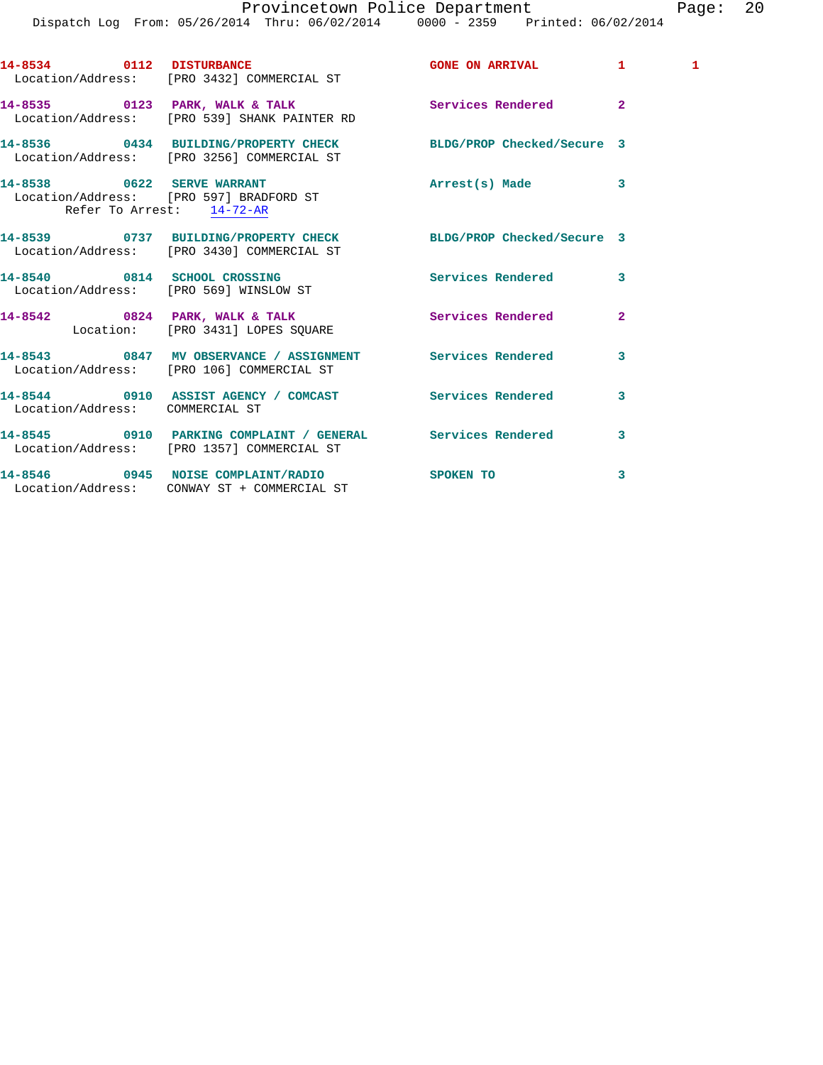**14-8534** 0112 **DISTURBANCE** GONE ON ARRIVAL 1 1
Location/Address: [PRO 3432] COMMERCIAL ST

**14-8535** 0123 **PARK, WALK & TALK** Services Rendered 2
Location/Address: [PRO 539] SHANK PAINTER RD

**14-8536** 0434 **BUILDING/PROPERTY CHECK** BLDG/PROP Checked/Secure 3
Location/Address: [PRO 3256] COMMERCIAL ST

**14-8538** 0622 **SERVE WARRANT** Arrest(s) Made 3
Location/Address: [PRO 597] BRADFORD ST
Refer To Arrest: 14-72-AR

**14-8539** 0737 **BUILDING/PROPERTY CHECK** BLDG/PROP Checked/Secure 3
Location/Address: [PRO 3430] COMMERCIAL ST

**14-8540** 0814 **SCHOOL CROSSING** Services Rendered 3
Location/Address: [PRO 569] WINSLOW ST

**14-8542** 0824 **PARK, WALK & TALK** Services Rendered 2
Location: [PRO 3431] LOPES SQUARE

**14-8543** 0847 **MV OBSERVANCE / ASSIGNMENT** Services Rendered 3
Location/Address: [PRO 106] COMMERCIAL ST

**14-8544** 0910 **ASSIST AGENCY / COMCAST** Services Rendered 3
Location/Address: COMMERCIAL ST

**14-8545** 0910 **PARKING COMPLAINT / GENERAL** Services Rendered 3
Location/Address: [PRO 1357] COMMERCIAL ST

**14-8546** 0945 **NOISE COMPLAINT/RADIO** SPOKEN TO 3
Location/Address: CONWAY ST + COMMERCIAL ST